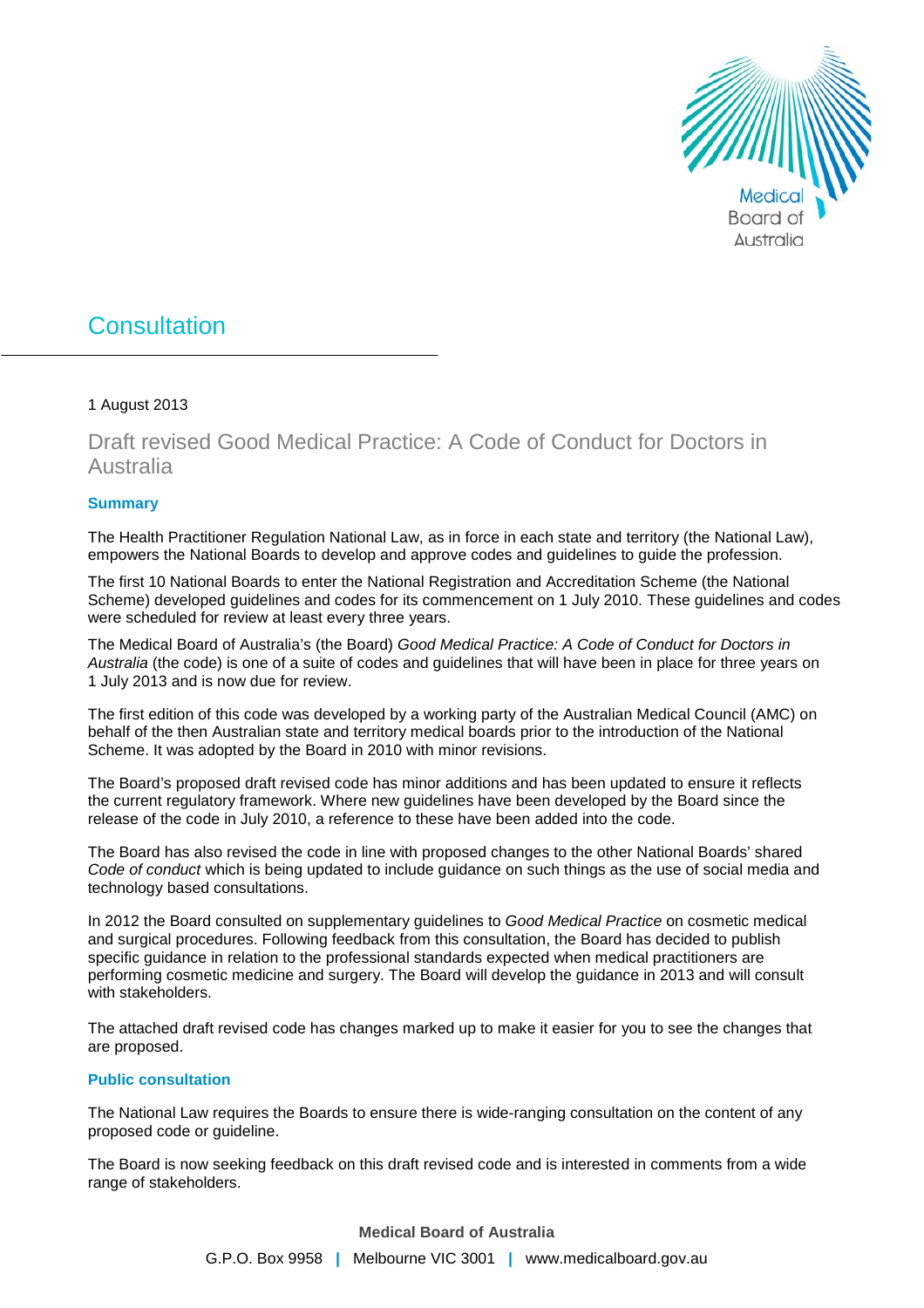# Consultation

1 August 2013

## Draft revised Good Medical Practice: A Code of Conduct for Doctors in Australia

### Summary

The Health Practitioner Regulation National Law, as in force in each state and territory (the National Law), empowers the National Boards to develop and approve codes and guidelines to guide the profession.

The first 10 National Boards to enter the National Registration and Accreditation Scheme (the National Scheme) developed guidelines and codes for its commencement on 1 July 2010. These guidelines and codes were scheduled for review at least every three years.

The Medical Board of Australia's (the Board) *Good Medical Practice: A Code of Conduct for Doctors in Australia* (the code) is one of a suite of codes and guidelines that will have been in place for three years on 1 July 2013 and is now due for review.

The first edition of this code was developed by a working party of the Australian Medical Council (AMC) on behalf of the then Australian state and territory medical boards prior to the introduction of the National Scheme. It was adopted by the Board in 2010 with minor revisions.

The Board's proposed draft revised code has minor additions and has been updated to ensure it reflects the current regulatory framework. Where new guidelines have been developed by the Board since the release of the code in July 2010, a reference to these have been added into the code.

The Board has also revised the code in line with proposed changes to the other National Boards' shared *Code of conduct* which is being updated to include guidance on such things as the use of social media and technology based consultations.

In 2012 the Board consulted on supplementary guidelines to *Good Medical Practice* on cosmetic medical and surgical procedures. Following feedback from this consultation, the Board has decided to publish specific guidance in relation to the professional standards expected when medical practitioners are performing cosmetic medicine and surgery. The Board will develop the guidance in 2013 and will consult with stakeholders.

The attached draft revised code has changes marked up to make it easier for you to see the changes that are proposed.

### Public consultation

The National Law requires the Boards to ensure there is wide-ranging consultation on the content of any proposed code or guideline.

The Board is now seeking feedback on this draft revised code and is interested in comments from a wide range of stakeholders.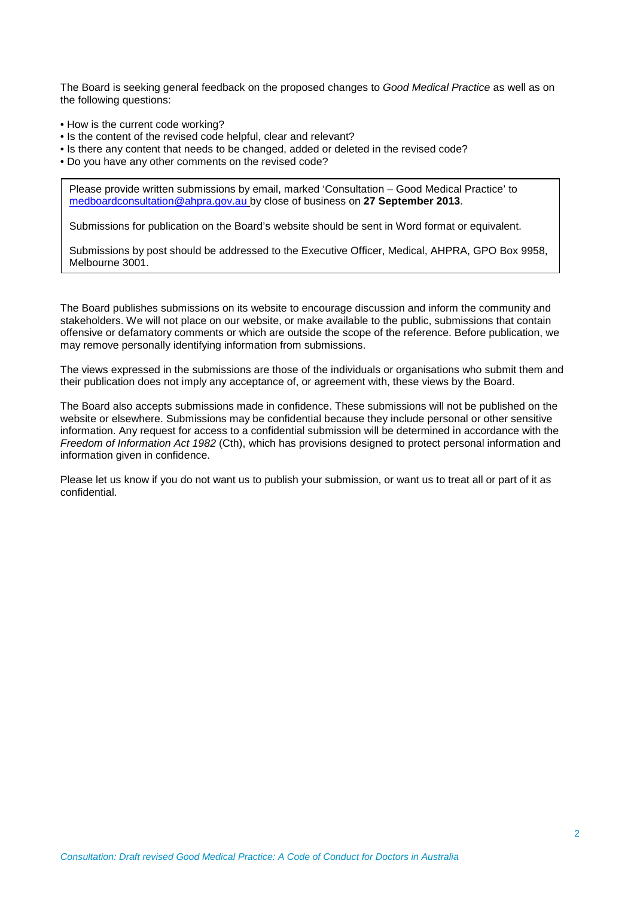The Board is seeking general feedback on the proposed changes to *Good Medical Practice* as well as on the following questions:

- How is the current code working?
- Is the content of the revised code helpful, clear and relevant?
- Is there any content that needs to be changed, added or deleted in the revised code?
- Do you have any other comments on the revised code?

> Please provide written submissions by email, marked 'Consultation – Good Medical Practice' to medboardconsultation@ahpra.gov.au by close of business on **27 September 2013**.
>
> Submissions for publication on the Board's website should be sent in Word format or equivalent.
>
> Submissions by post should be addressed to the Executive Officer, Medical, AHPRA, GPO Box 9958, Melbourne 3001.

The Board publishes submissions on its website to encourage discussion and inform the community and stakeholders. We will not place on our website, or make available to the public, submissions that contain offensive or defamatory comments or which are outside the scope of the reference. Before publication, we may remove personally identifying information from submissions.

The views expressed in the submissions are those of the individuals or organisations who submit them and their publication does not imply any acceptance of, or agreement with, these views by the Board.

The Board also accepts submissions made in confidence. These submissions will not be published on the website or elsewhere. Submissions may be confidential because they include personal or other sensitive information. Any request for access to a confidential submission will be determined in accordance with the *Freedom of Information Act 1982* (Cth), which has provisions designed to protect personal information and information given in confidence.

Please let us know if you do not want us to publish your submission, or want us to treat all or part of it as confidential.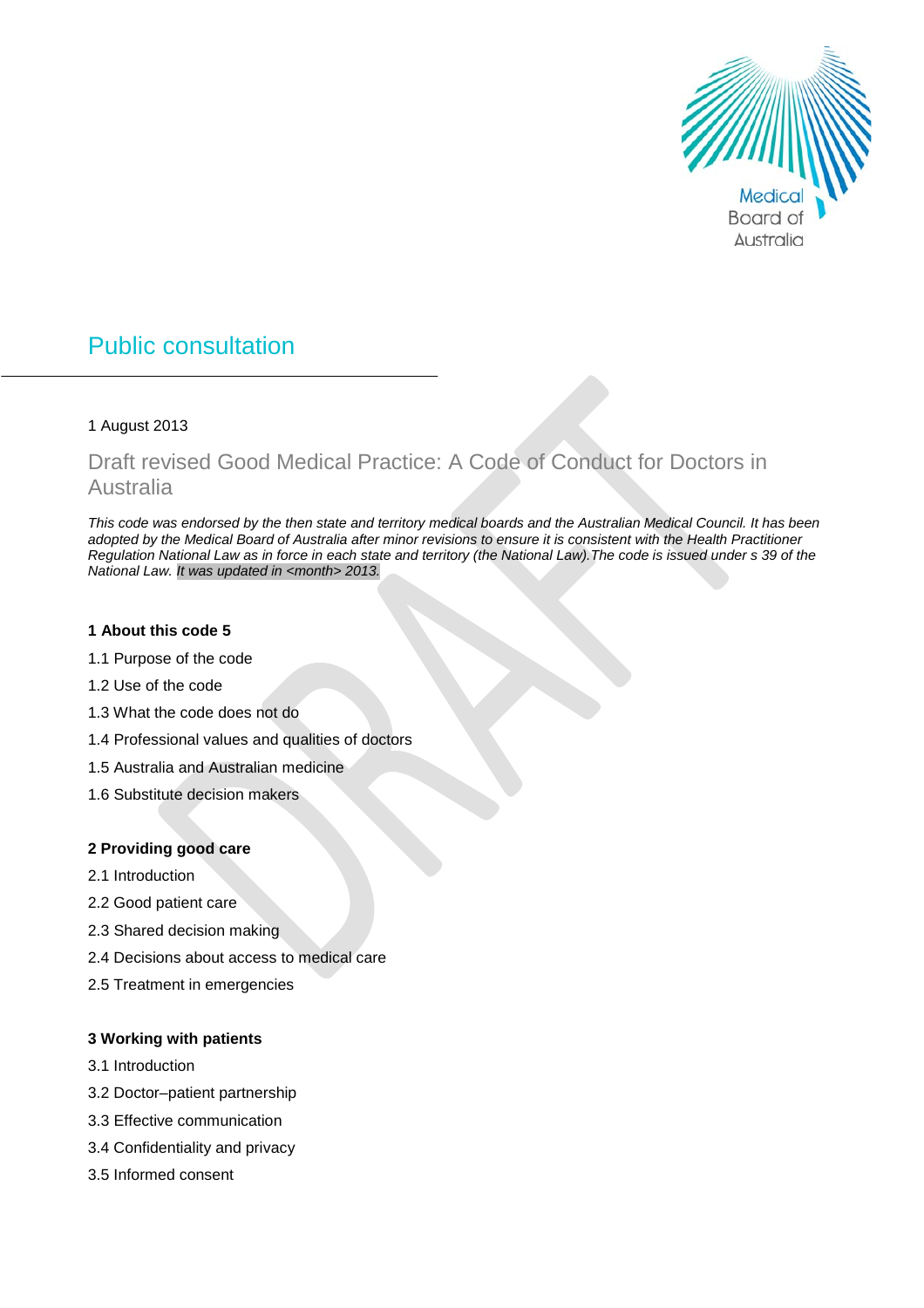# Public consultation

1 August 2013

## Draft revised Good Medical Practice: A Code of Conduct for Doctors in Australia

*This code was endorsed by the then state and territory medical boards and the Australian Medical Council. It has been adopted by the Medical Board of Australia after minor revisions to ensure it is consistent with the Health Practitioner Regulation National Law as in force in each state and territory (the National Law).The code is issued under s 39 of the National Law. It was updated in <month> 2013.*

**1 About this code 5**

1.1 Purpose of the code

1.2 Use of the code

1.3 What the code does not do

1.4 Professional values and qualities of doctors

1.5 Australia and Australian medicine

1.6 Substitute decision makers

**2 Providing good care**

2.1 Introduction

2.2 Good patient care

2.3 Shared decision making

2.4 Decisions about access to medical care

2.5 Treatment in emergencies

**3 Working with patients**

3.1 Introduction

3.2 Doctor–patient partnership

3.3 Effective communication

3.4 Confidentiality and privacy

3.5 Informed consent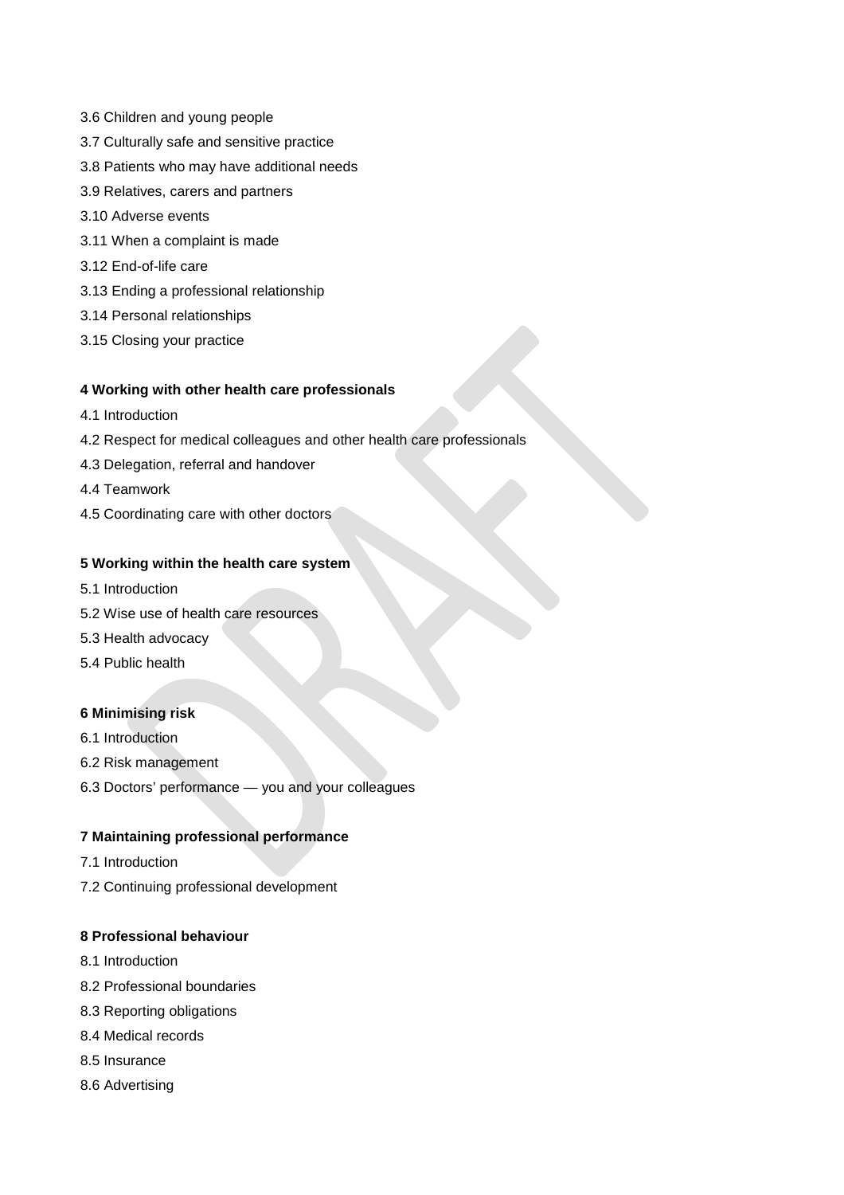3.6 Children and young people

3.7 Culturally safe and sensitive practice

3.8 Patients who may have additional needs

3.9 Relatives, carers and partners

3.10 Adverse events

3.11 When a complaint is made

3.12 End-of-life care

3.13 Ending a professional relationship

3.14 Personal relationships

3.15 Closing your practice

**4 Working with other health care professionals**

4.1 Introduction

4.2 Respect for medical colleagues and other health care professionals

4.3 Delegation, referral and handover

4.4 Teamwork

4.5 Coordinating care with other doctors

**5 Working within the health care system**

5.1 Introduction

5.2 Wise use of health care resources

5.3 Health advocacy

5.4 Public health

**6 Minimising risk**

6.1 Introduction

6.2 Risk management

6.3 Doctors' performance — you and your colleagues

**7 Maintaining professional performance**

7.1 Introduction

7.2 Continuing professional development

**8 Professional behaviour**

8.1 Introduction

8.2 Professional boundaries

8.3 Reporting obligations

8.4 Medical records

8.5 Insurance

8.6 Advertising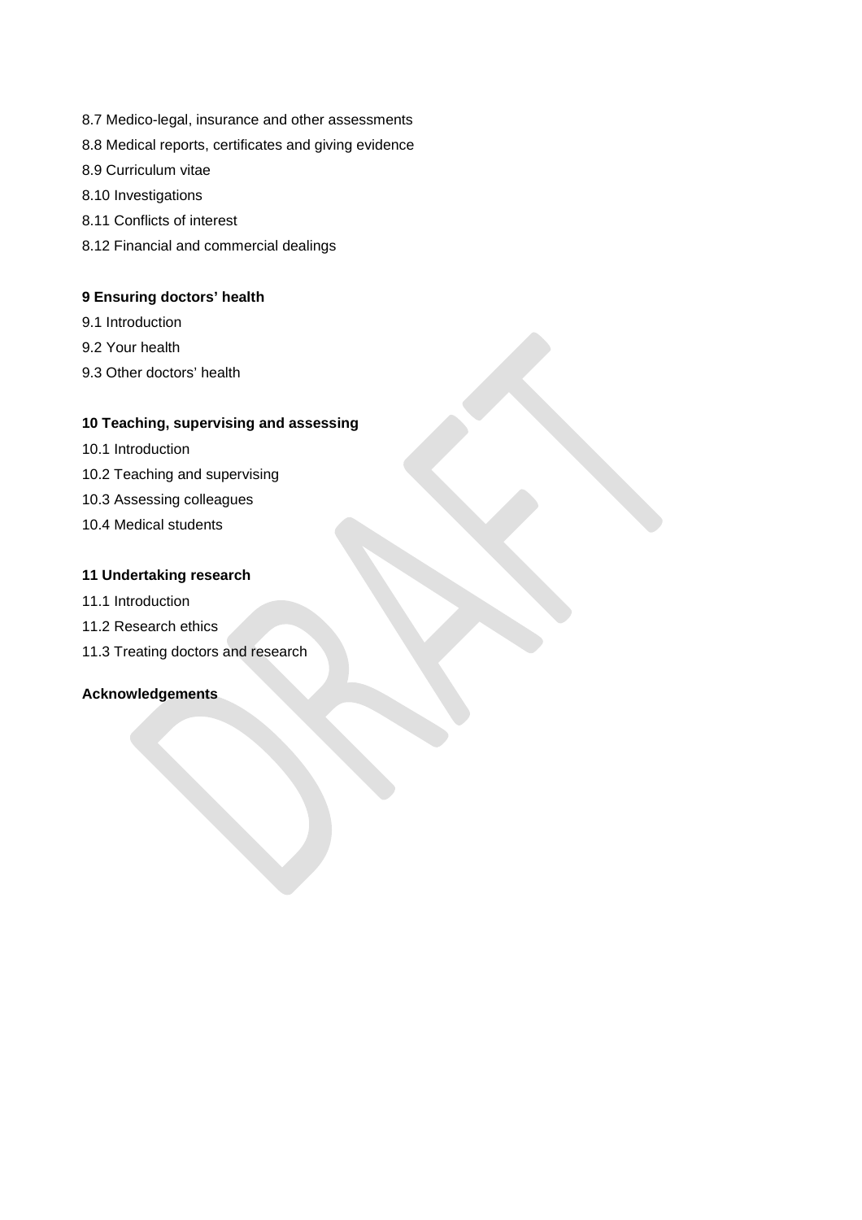8.7 Medico-legal, insurance and other assessments

8.8 Medical reports, certificates and giving evidence

8.9 Curriculum vitae

8.10 Investigations

8.11 Conflicts of interest

8.12 Financial and commercial dealings

**9 Ensuring doctors' health**

9.1 Introduction

9.2 Your health

9.3 Other doctors' health

**10 Teaching, supervising and assessing**

10.1 Introduction

10.2 Teaching and supervising

10.3 Assessing colleagues

10.4 Medical students

**11 Undertaking research**

11.1 Introduction

11.2 Research ethics

11.3 Treating doctors and research

**Acknowledgements**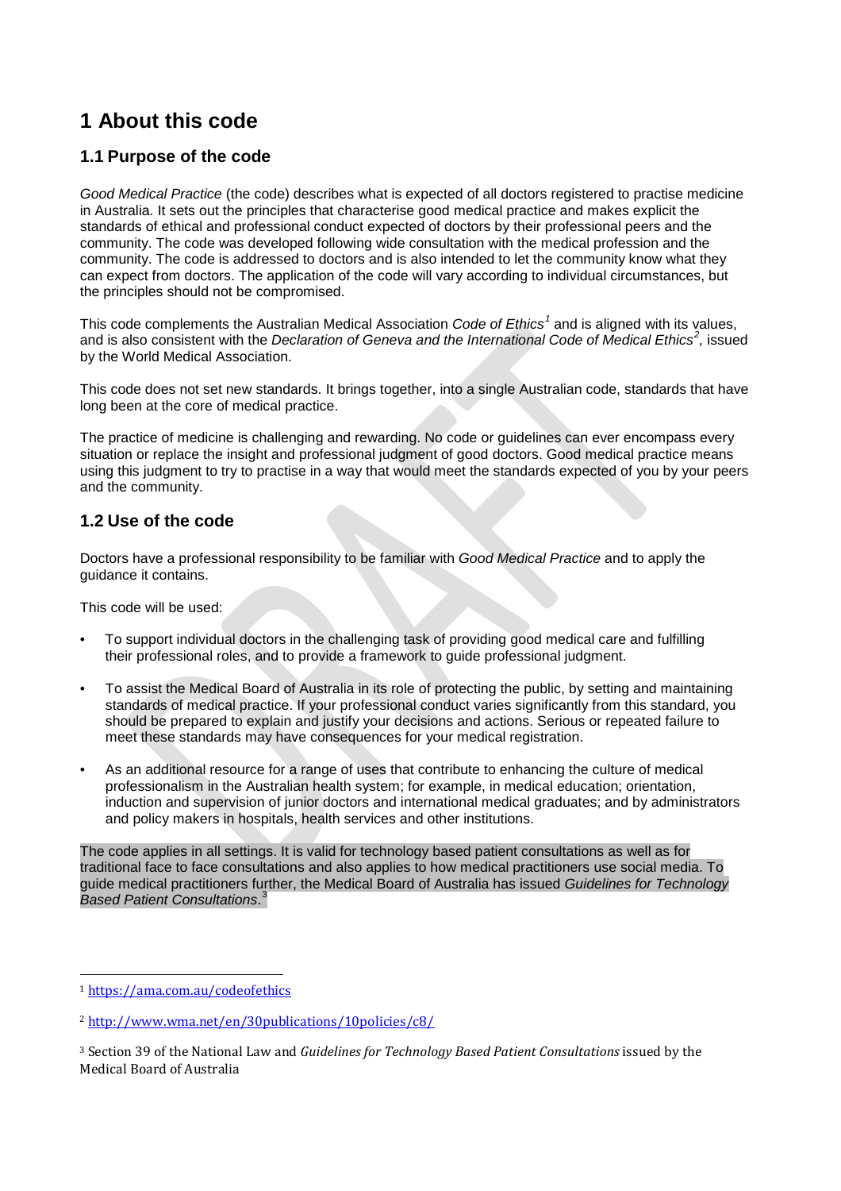# 1 About this code

## 1.1 Purpose of the code

*Good Medical Practice* (the code) describes what is expected of all doctors registered to practise medicine in Australia. It sets out the principles that characterise good medical practice and makes explicit the standards of ethical and professional conduct expected of doctors by their professional peers and the community. The code was developed following wide consultation with the medical profession and the community. The code is addressed to doctors and is also intended to let the community know what they can expect from doctors. The application of the code will vary according to individual circumstances, but the principles should not be compromised.

This code complements the Australian Medical Association *Code of Ethics*[1] and is aligned with its values, and is also consistent with the *Declaration of Geneva and the International Code of Medical Ethics*[2], issued by the World Medical Association.

This code does not set new standards. It brings together, into a single Australian code, standards that have long been at the core of medical practice.

The practice of medicine is challenging and rewarding. No code or guidelines can ever encompass every situation or replace the insight and professional judgment of good doctors. Good medical practice means using this judgment to try to practise in a way that would meet the standards expected of you by your peers and the community.

## 1.2 Use of the code

Doctors have a professional responsibility to be familiar with *Good Medical Practice* and to apply the guidance it contains.

This code will be used:

- To support individual doctors in the challenging task of providing good medical care and fulfilling their professional roles, and to provide a framework to guide professional judgment.
- To assist the Medical Board of Australia in its role of protecting the public, by setting and maintaining standards of medical practice. If your professional conduct varies significantly from this standard, you should be prepared to explain and justify your decisions and actions. Serious or repeated failure to meet these standards may have consequences for your medical registration.
- As an additional resource for a range of uses that contribute to enhancing the culture of medical professionalism in the Australian health system; for example, in medical education; orientation, induction and supervision of junior doctors and international medical graduates; and by administrators and policy makers in hospitals, health services and other institutions.

The code applies in all settings. It is valid for technology based patient consultations as well as for traditional face to face consultations and also applies to how medical practitioners use social media. To guide medical practitioners further, the Medical Board of Australia has issued *Guidelines for Technology Based Patient Consultations*.[3]

---

[1] https://ama.com.au/codeofethics

[2] http://www.wma.net/en/30publications/10policies/c8/

[3] Section 39 of the National Law and *Guidelines for Technology Based Patient Consultations* issued by the Medical Board of Australia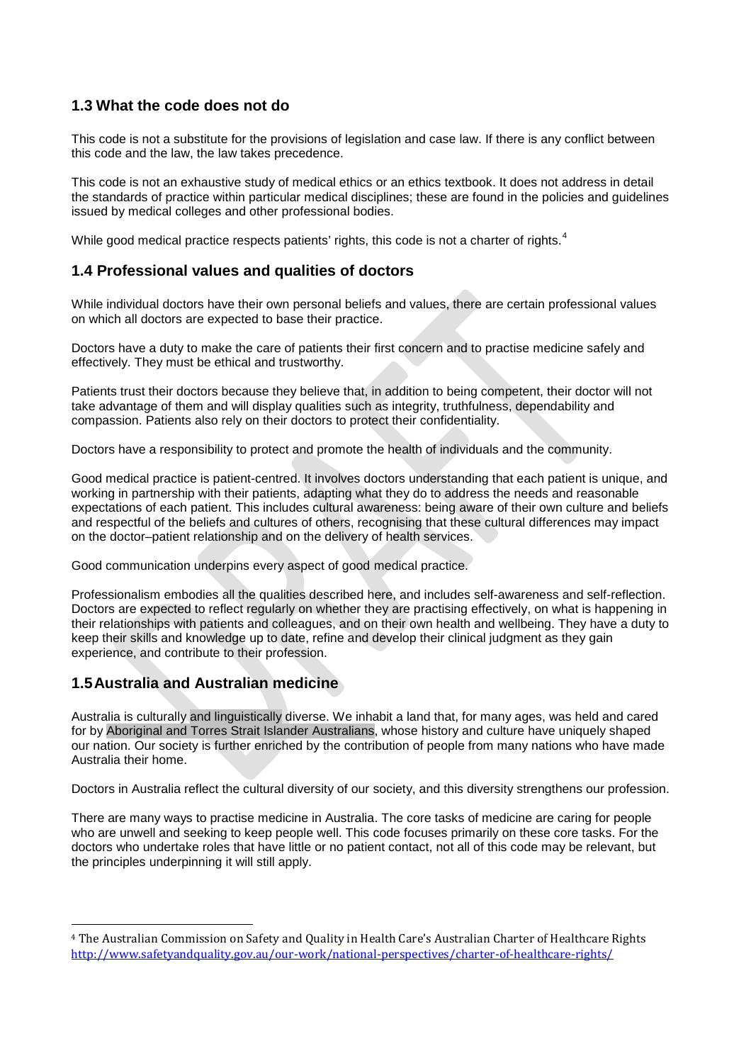## 1.3 What the code does not do

This code is not a substitute for the provisions of legislation and case law. If there is any conflict between this code and the law, the law takes precedence.

This code is not an exhaustive study of medical ethics or an ethics textbook. It does not address in detail the standards of practice within particular medical disciplines; these are found in the policies and guidelines issued by medical colleges and other professional bodies.

While good medical practice respects patients' rights, this code is not a charter of rights.[4]

## 1.4 Professional values and qualities of doctors

While individual doctors have their own personal beliefs and values, there are certain professional values on which all doctors are expected to base their practice.

Doctors have a duty to make the care of patients their first concern and to practise medicine safely and effectively. They must be ethical and trustworthy.

Patients trust their doctors because they believe that, in addition to being competent, their doctor will not take advantage of them and will display qualities such as integrity, truthfulness, dependability and compassion. Patients also rely on their doctors to protect their confidentiality.

Doctors have a responsibility to protect and promote the health of individuals and the community.

Good medical practice is patient-centred. It involves doctors understanding that each patient is unique, and working in partnership with their patients, adapting what they do to address the needs and reasonable expectations of each patient. This includes cultural awareness: being aware of their own culture and beliefs and respectful of the beliefs and cultures of others, recognising that these cultural differences may impact on the doctor–patient relationship and on the delivery of health services.

Good communication underpins every aspect of good medical practice.

Professionalism embodies all the qualities described here, and includes self-awareness and self-reflection. Doctors are expected to reflect regularly on whether they are practising effectively, on what is happening in their relationships with patients and colleagues, and on their own health and wellbeing. They have a duty to keep their skills and knowledge up to date, refine and develop their clinical judgment as they gain experience, and contribute to their profession.

## 1.5 Australia and Australian medicine

Australia is culturally and linguistically diverse. We inhabit a land that, for many ages, was held and cared for by Aboriginal and Torres Strait Islander Australians, whose history and culture have uniquely shaped our nation. Our society is further enriched by the contribution of people from many nations who have made Australia their home.

Doctors in Australia reflect the cultural diversity of our society, and this diversity strengthens our profession.

There are many ways to practise medicine in Australia. The core tasks of medicine are caring for people who are unwell and seeking to keep people well. This code focuses primarily on these core tasks. For the doctors who undertake roles that have little or no patient contact, not all of this code may be relevant, but the principles underpinning it will still apply.

---

[4] The Australian Commission on Safety and Quality in Health Care's Australian Charter of Healthcare Rights http://www.safetyandquality.gov.au/our-work/national-perspectives/charter-of-healthcare-rights/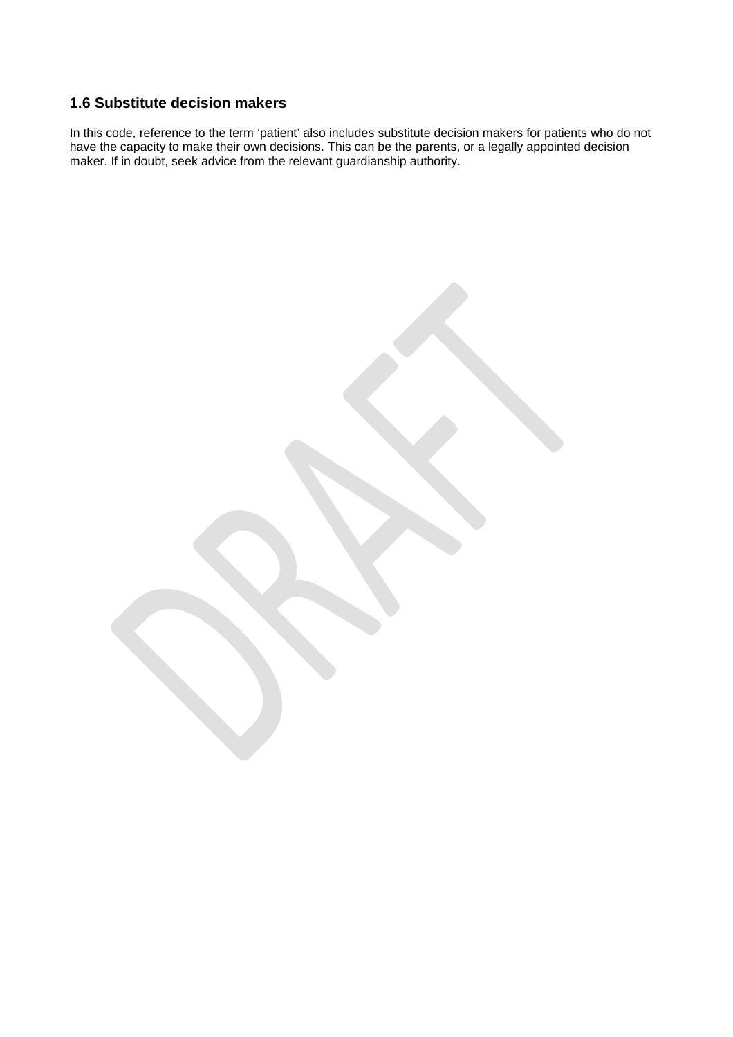### 1.6 Substitute decision makers

In this code, reference to the term ‘patient’ also includes substitute decision makers for patients who do not have the capacity to make their own decisions. This can be the parents, or a legally appointed decision maker. If in doubt, seek advice from the relevant guardianship authority.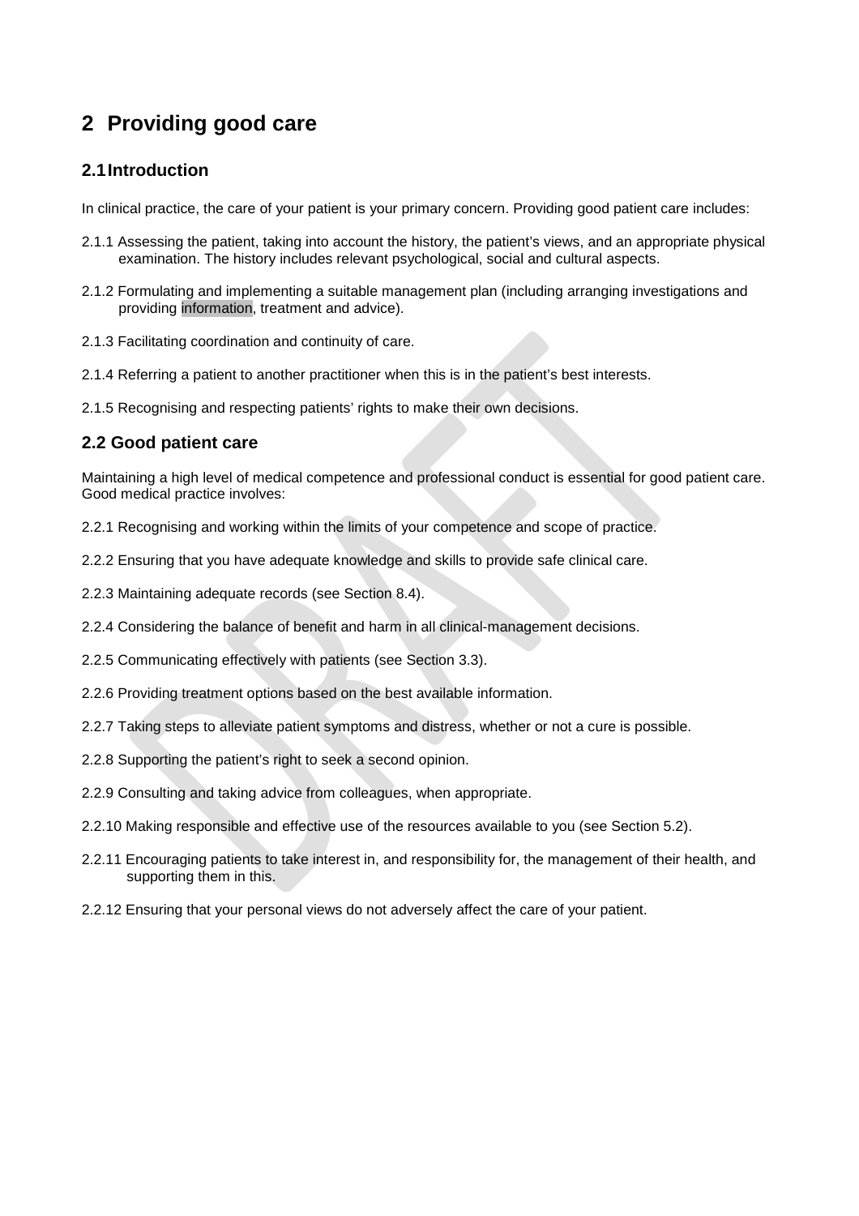# 2 Providing good care

## 2.1 Introduction

In clinical practice, the care of your patient is your primary concern. Providing good patient care includes:

2.1.1 Assessing the patient, taking into account the history, the patient's views, and an appropriate physical examination. The history includes relevant psychological, social and cultural aspects.

2.1.2 Formulating and implementing a suitable management plan (including arranging investigations and providing information, treatment and advice).

2.1.3 Facilitating coordination and continuity of care.

2.1.4 Referring a patient to another practitioner when this is in the patient's best interests.

2.1.5 Recognising and respecting patients' rights to make their own decisions.

## 2.2 Good patient care

Maintaining a high level of medical competence and professional conduct is essential for good patient care. Good medical practice involves:

2.2.1 Recognising and working within the limits of your competence and scope of practice.

2.2.2 Ensuring that you have adequate knowledge and skills to provide safe clinical care.

2.2.3 Maintaining adequate records (see Section 8.4).

2.2.4 Considering the balance of benefit and harm in all clinical-management decisions.

2.2.5 Communicating effectively with patients (see Section 3.3).

2.2.6 Providing treatment options based on the best available information.

2.2.7 Taking steps to alleviate patient symptoms and distress, whether or not a cure is possible.

2.2.8 Supporting the patient's right to seek a second opinion.

2.2.9 Consulting and taking advice from colleagues, when appropriate.

2.2.10 Making responsible and effective use of the resources available to you (see Section 5.2).

2.2.11 Encouraging patients to take interest in, and responsibility for, the management of their health, and supporting them in this.

2.2.12 Ensuring that your personal views do not adversely affect the care of your patient.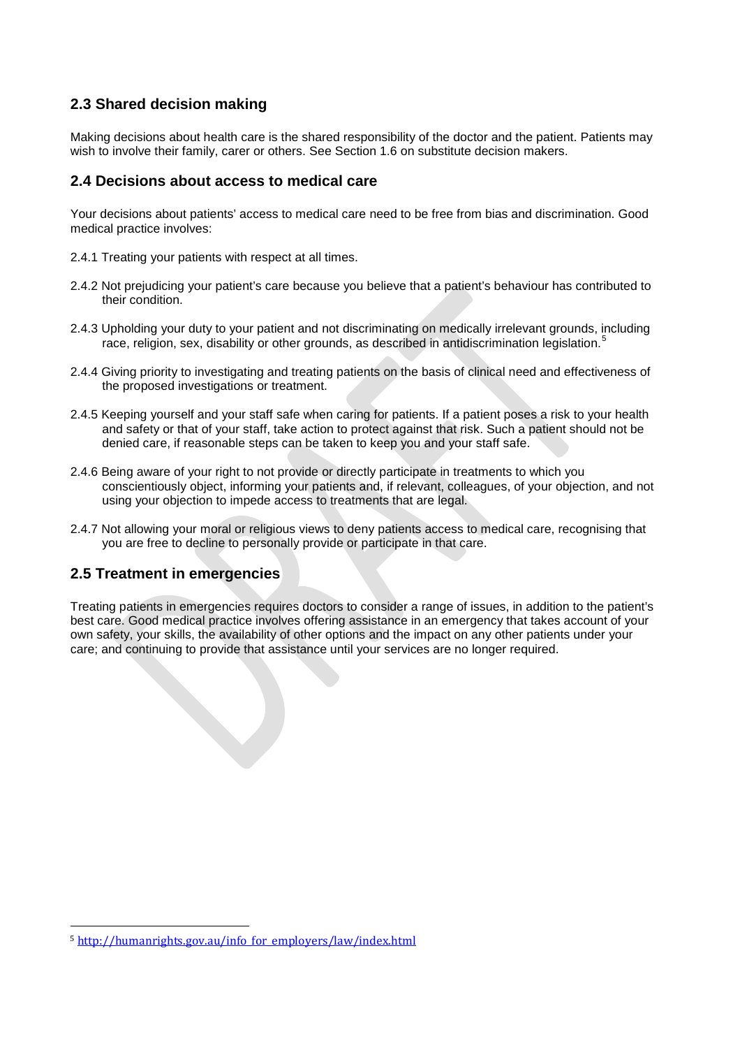## 2.3 Shared decision making

Making decisions about health care is the shared responsibility of the doctor and the patient. Patients may wish to involve their family, carer or others. See Section 1.6 on substitute decision makers.

## 2.4 Decisions about access to medical care

Your decisions about patients' access to medical care need to be free from bias and discrimination. Good medical practice involves:

2.4.1 Treating your patients with respect at all times.

2.4.2 Not prejudicing your patient's care because you believe that a patient's behaviour has contributed to their condition.

2.4.3 Upholding your duty to your patient and not discriminating on medically irrelevant grounds, including race, religion, sex, disability or other grounds, as described in antidiscrimination legislation.[5]

2.4.4 Giving priority to investigating and treating patients on the basis of clinical need and effectiveness of the proposed investigations or treatment.

2.4.5 Keeping yourself and your staff safe when caring for patients. If a patient poses a risk to your health and safety or that of your staff, take action to protect against that risk. Such a patient should not be denied care, if reasonable steps can be taken to keep you and your staff safe.

2.4.6 Being aware of your right to not provide or directly participate in treatments to which you conscientiously object, informing your patients and, if relevant, colleagues, of your objection, and not using your objection to impede access to treatments that are legal.

2.4.7 Not allowing your moral or religious views to deny patients access to medical care, recognising that you are free to decline to personally provide or participate in that care.

## 2.5 Treatment in emergencies

Treating patients in emergencies requires doctors to consider a range of issues, in addition to the patient's best care. Good medical practice involves offering assistance in an emergency that takes account of your own safety, your skills, the availability of other options and the impact on any other patients under your care; and continuing to provide that assistance until your services are no longer required.

---

[5] http://humanrights.gov.au/info_for_employers/law/index.html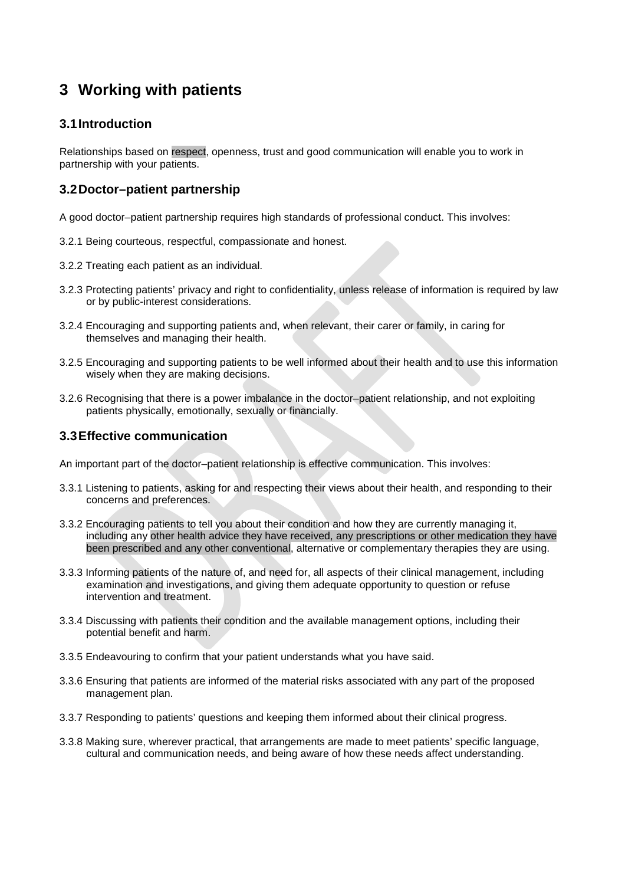# 3 Working with patients

## 3.1 Introduction

Relationships based on respect, openness, trust and good communication will enable you to work in partnership with your patients.

## 3.2 Doctor–patient partnership

A good doctor–patient partnership requires high standards of professional conduct. This involves:

3.2.1 Being courteous, respectful, compassionate and honest.

3.2.2 Treating each patient as an individual.

3.2.3 Protecting patients' privacy and right to confidentiality, unless release of information is required by law or by public-interest considerations.

3.2.4 Encouraging and supporting patients and, when relevant, their carer or family, in caring for themselves and managing their health.

3.2.5 Encouraging and supporting patients to be well informed about their health and to use this information wisely when they are making decisions.

3.2.6 Recognising that there is a power imbalance in the doctor–patient relationship, and not exploiting patients physically, emotionally, sexually or financially.

## 3.3 Effective communication

An important part of the doctor–patient relationship is effective communication. This involves:

3.3.1 Listening to patients, asking for and respecting their views about their health, and responding to their concerns and preferences.

3.3.2 Encouraging patients to tell you about their condition and how they are currently managing it, including any other health advice they have received, any prescriptions or other medication they have been prescribed and any other conventional, alternative or complementary therapies they are using.

3.3.3 Informing patients of the nature of, and need for, all aspects of their clinical management, including examination and investigations, and giving them adequate opportunity to question or refuse intervention and treatment.

3.3.4 Discussing with patients their condition and the available management options, including their potential benefit and harm.

3.3.5 Endeavouring to confirm that your patient understands what you have said.

3.3.6 Ensuring that patients are informed of the material risks associated with any part of the proposed management plan.

3.3.7 Responding to patients' questions and keeping them informed about their clinical progress.

3.3.8 Making sure, wherever practical, that arrangements are made to meet patients' specific language, cultural and communication needs, and being aware of how these needs affect understanding.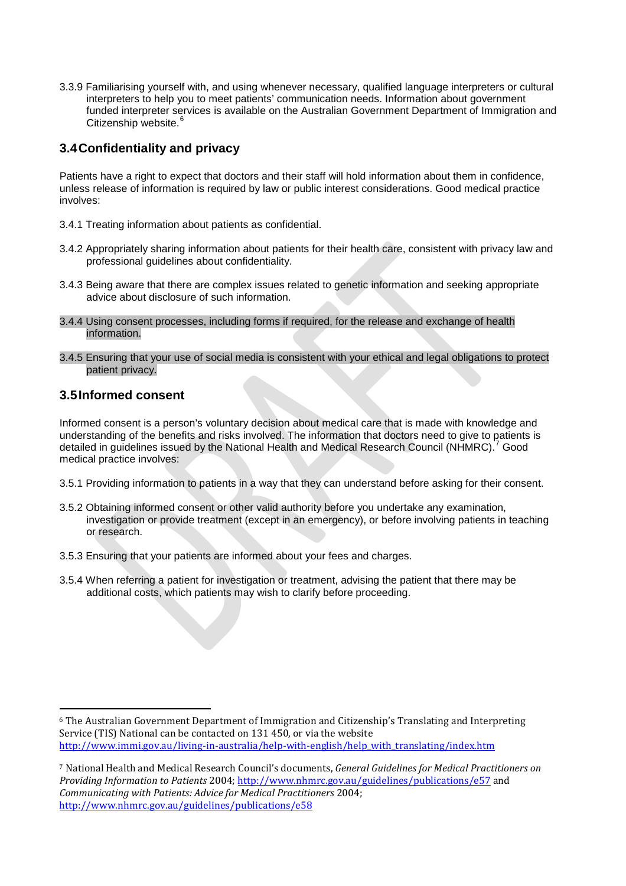3.3.9 Familiarising yourself with, and using whenever necessary, qualified language interpreters or cultural interpreters to help you to meet patients' communication needs. Information about government funded interpreter services is available on the Australian Government Department of Immigration and Citizenship website.[6]

### 3.4 Confidentiality and privacy

Patients have a right to expect that doctors and their staff will hold information about them in confidence, unless release of information is required by law or public interest considerations. Good medical practice involves:

3.4.1 Treating information about patients as confidential.

3.4.2 Appropriately sharing information about patients for their health care, consistent with privacy law and professional guidelines about confidentiality.

3.4.3 Being aware that there are complex issues related to genetic information and seeking appropriate advice about disclosure of such information.

3.4.4 Using consent processes, including forms if required, for the release and exchange of health information.

3.4.5 Ensuring that your use of social media is consistent with your ethical and legal obligations to protect patient privacy.

### 3.5 Informed consent

Informed consent is a person's voluntary decision about medical care that is made with knowledge and understanding of the benefits and risks involved. The information that doctors need to give to patients is detailed in guidelines issued by the National Health and Medical Research Council (NHMRC).[7] Good medical practice involves:

3.5.1 Providing information to patients in a way that they can understand before asking for their consent.

3.5.2 Obtaining informed consent or other valid authority before you undertake any examination, investigation or provide treatment (except in an emergency), or before involving patients in teaching or research.

3.5.3 Ensuring that your patients are informed about your fees and charges.

3.5.4 When referring a patient for investigation or treatment, advising the patient that there may be additional costs, which patients may wish to clarify before proceeding.

---

[6] The Australian Government Department of Immigration and Citizenship's Translating and Interpreting Service (TIS) National can be contacted on 131 450, or via the website http://www.immi.gov.au/living-in-australia/help-with-english/help_with_translating/index.htm

[7] National Health and Medical Research Council's documents, *General Guidelines for Medical Practitioners on Providing Information to Patients* 2004; http://www.nhmrc.gov.au/guidelines/publications/e57 and *Communicating with Patients: Advice for Medical Practitioners* 2004; http://www.nhmrc.gov.au/guidelines/publications/e58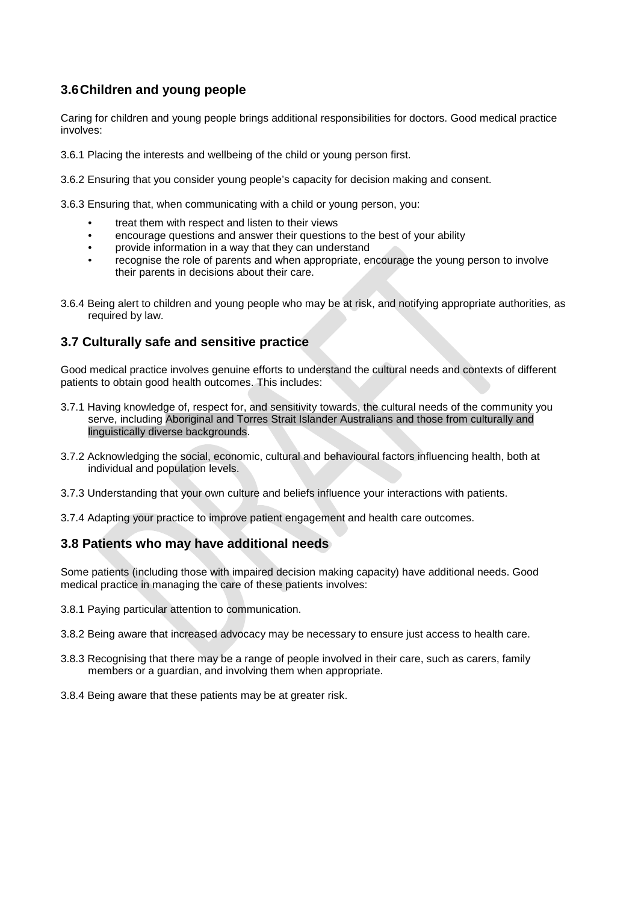## 3.6 Children and young people

Caring for children and young people brings additional responsibilities for doctors. Good medical practice involves:

3.6.1 Placing the interests and wellbeing of the child or young person first.

3.6.2 Ensuring that you consider young people's capacity for decision making and consent.

3.6.3 Ensuring that, when communicating with a child or young person, you:

- treat them with respect and listen to their views
- encourage questions and answer their questions to the best of your ability
- provide information in a way that they can understand
- recognise the role of parents and when appropriate, encourage the young person to involve their parents in decisions about their care.

3.6.4 Being alert to children and young people who may be at risk, and notifying appropriate authorities, as required by law.

## 3.7 Culturally safe and sensitive practice

Good medical practice involves genuine efforts to understand the cultural needs and contexts of different patients to obtain good health outcomes. This includes:

3.7.1 Having knowledge of, respect for, and sensitivity towards, the cultural needs of the community you serve, including Aboriginal and Torres Strait Islander Australians and those from culturally and linguistically diverse backgrounds.

3.7.2 Acknowledging the social, economic, cultural and behavioural factors influencing health, both at individual and population levels.

3.7.3 Understanding that your own culture and beliefs influence your interactions with patients.

3.7.4 Adapting your practice to improve patient engagement and health care outcomes.

## 3.8 Patients who may have additional needs

Some patients (including those with impaired decision making capacity) have additional needs. Good medical practice in managing the care of these patients involves:

3.8.1 Paying particular attention to communication.

3.8.2 Being aware that increased advocacy may be necessary to ensure just access to health care.

3.8.3 Recognising that there may be a range of people involved in their care, such as carers, family members or a guardian, and involving them when appropriate.

3.8.4 Being aware that these patients may be at greater risk.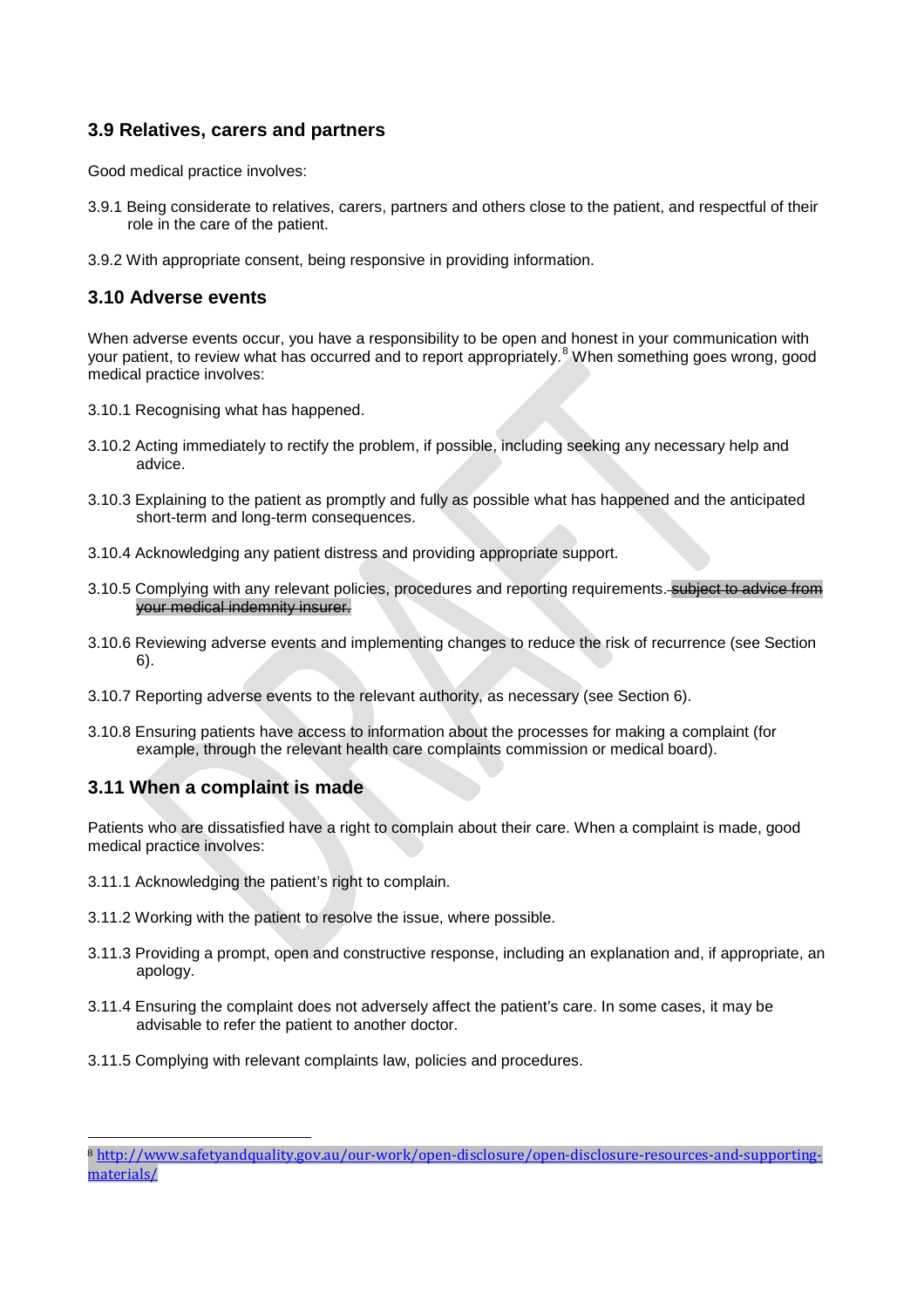### 3.9 Relatives, carers and partners

Good medical practice involves:

3.9.1 Being considerate to relatives, carers, partners and others close to the patient, and respectful of their role in the care of the patient.

3.9.2 With appropriate consent, being responsive in providing information.

### 3.10 Adverse events

When adverse events occur, you have a responsibility to be open and honest in your communication with your patient, to review what has occurred and to report appropriately.[8] When something goes wrong, good medical practice involves:

3.10.1 Recognising what has happened.

3.10.2 Acting immediately to rectify the problem, if possible, including seeking any necessary help and advice.

3.10.3 Explaining to the patient as promptly and fully as possible what has happened and the anticipated short-term and long-term consequences.

3.10.4 Acknowledging any patient distress and providing appropriate support.

3.10.5 Complying with any relevant policies, procedures and reporting requirements. ~~subject to advice from your medical indemnity insurer.~~

3.10.6 Reviewing adverse events and implementing changes to reduce the risk of recurrence (see Section 6).

3.10.7 Reporting adverse events to the relevant authority, as necessary (see Section 6).

3.10.8 Ensuring patients have access to information about the processes for making a complaint (for example, through the relevant health care complaints commission or medical board).

### 3.11 When a complaint is made

Patients who are dissatisfied have a right to complain about their care. When a complaint is made, good medical practice involves:

3.11.1 Acknowledging the patient's right to complain.

3.11.2 Working with the patient to resolve the issue, where possible.

3.11.3 Providing a prompt, open and constructive response, including an explanation and, if appropriate, an apology.

3.11.4 Ensuring the complaint does not adversely affect the patient's care. In some cases, it may be advisable to refer the patient to another doctor.

3.11.5 Complying with relevant complaints law, policies and procedures.

---

[8] http://www.safetyandquality.gov.au/our-work/open-disclosure/open-disclosure-resources-and-supporting-materials/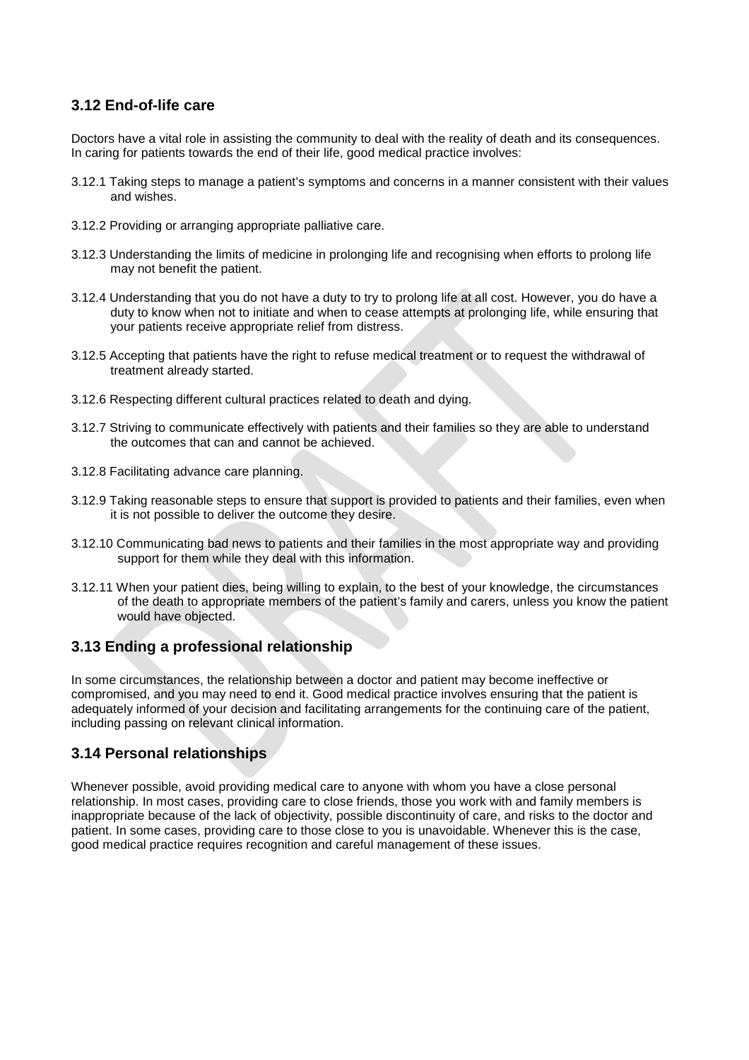### 3.12 End-of-life care

Doctors have a vital role in assisting the community to deal with the reality of death and its consequences. In caring for patients towards the end of their life, good medical practice involves:

3.12.1 Taking steps to manage a patient's symptoms and concerns in a manner consistent with their values and wishes.

3.12.2 Providing or arranging appropriate palliative care.

3.12.3 Understanding the limits of medicine in prolonging life and recognising when efforts to prolong life may not benefit the patient.

3.12.4 Understanding that you do not have a duty to try to prolong life at all cost. However, you do have a duty to know when not to initiate and when to cease attempts at prolonging life, while ensuring that your patients receive appropriate relief from distress.

3.12.5 Accepting that patients have the right to refuse medical treatment or to request the withdrawal of treatment already started.

3.12.6 Respecting different cultural practices related to death and dying.

3.12.7 Striving to communicate effectively with patients and their families so they are able to understand the outcomes that can and cannot be achieved.

3.12.8 Facilitating advance care planning.

3.12.9 Taking reasonable steps to ensure that support is provided to patients and their families, even when it is not possible to deliver the outcome they desire.

3.12.10 Communicating bad news to patients and their families in the most appropriate way and providing support for them while they deal with this information.

3.12.11 When your patient dies, being willing to explain, to the best of your knowledge, the circumstances of the death to appropriate members of the patient's family and carers, unless you know the patient would have objected.

### 3.13 Ending a professional relationship

In some circumstances, the relationship between a doctor and patient may become ineffective or compromised, and you may need to end it. Good medical practice involves ensuring that the patient is adequately informed of your decision and facilitating arrangements for the continuing care of the patient, including passing on relevant clinical information.

### 3.14 Personal relationships

Whenever possible, avoid providing medical care to anyone with whom you have a close personal relationship. In most cases, providing care to close friends, those you work with and family members is inappropriate because of the lack of objectivity, possible discontinuity of care, and risks to the doctor and patient. In some cases, providing care to those close to you is unavoidable. Whenever this is the case, good medical practice requires recognition and careful management of these issues.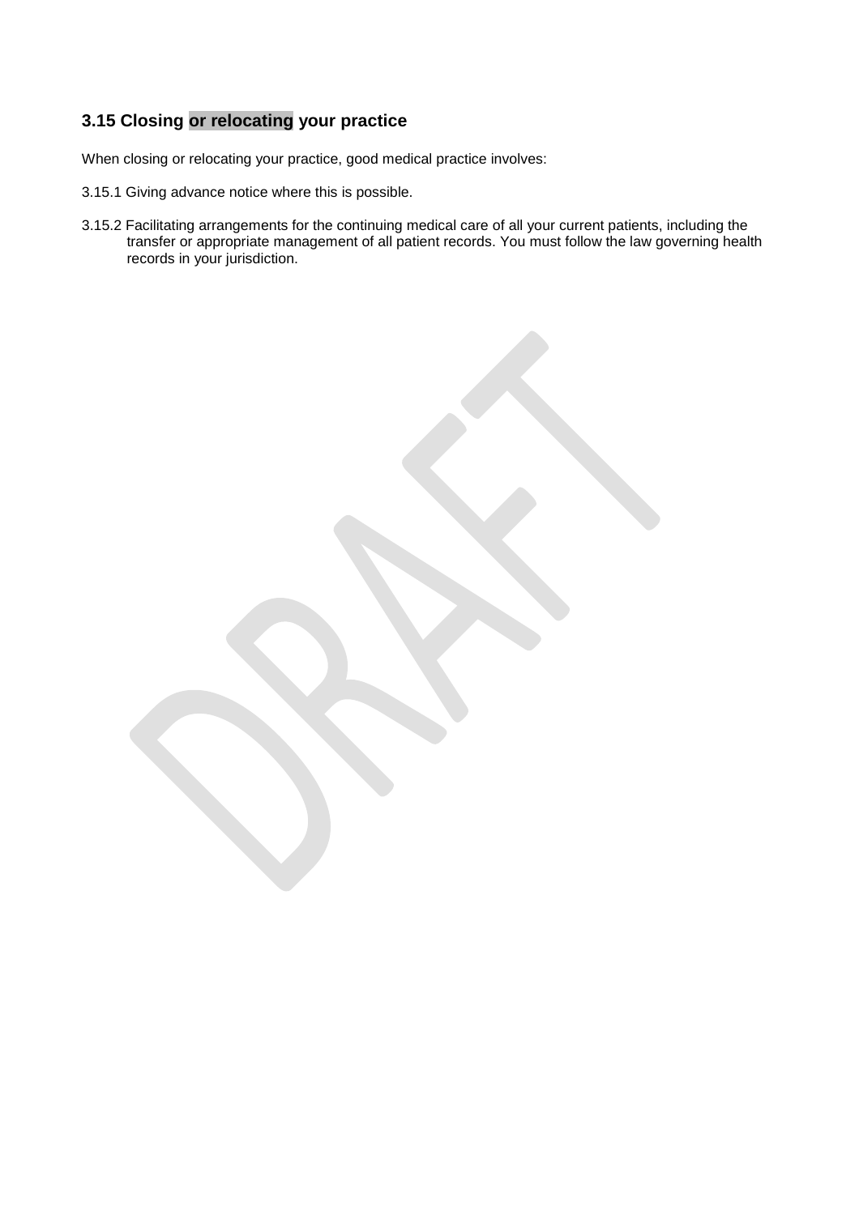### 3.15 Closing or relocating your practice

When closing or relocating your practice, good medical practice involves:

3.15.1 Giving advance notice where this is possible.

3.15.2 Facilitating arrangements for the continuing medical care of all your current patients, including the transfer or appropriate management of all patient records. You must follow the law governing health records in your jurisdiction.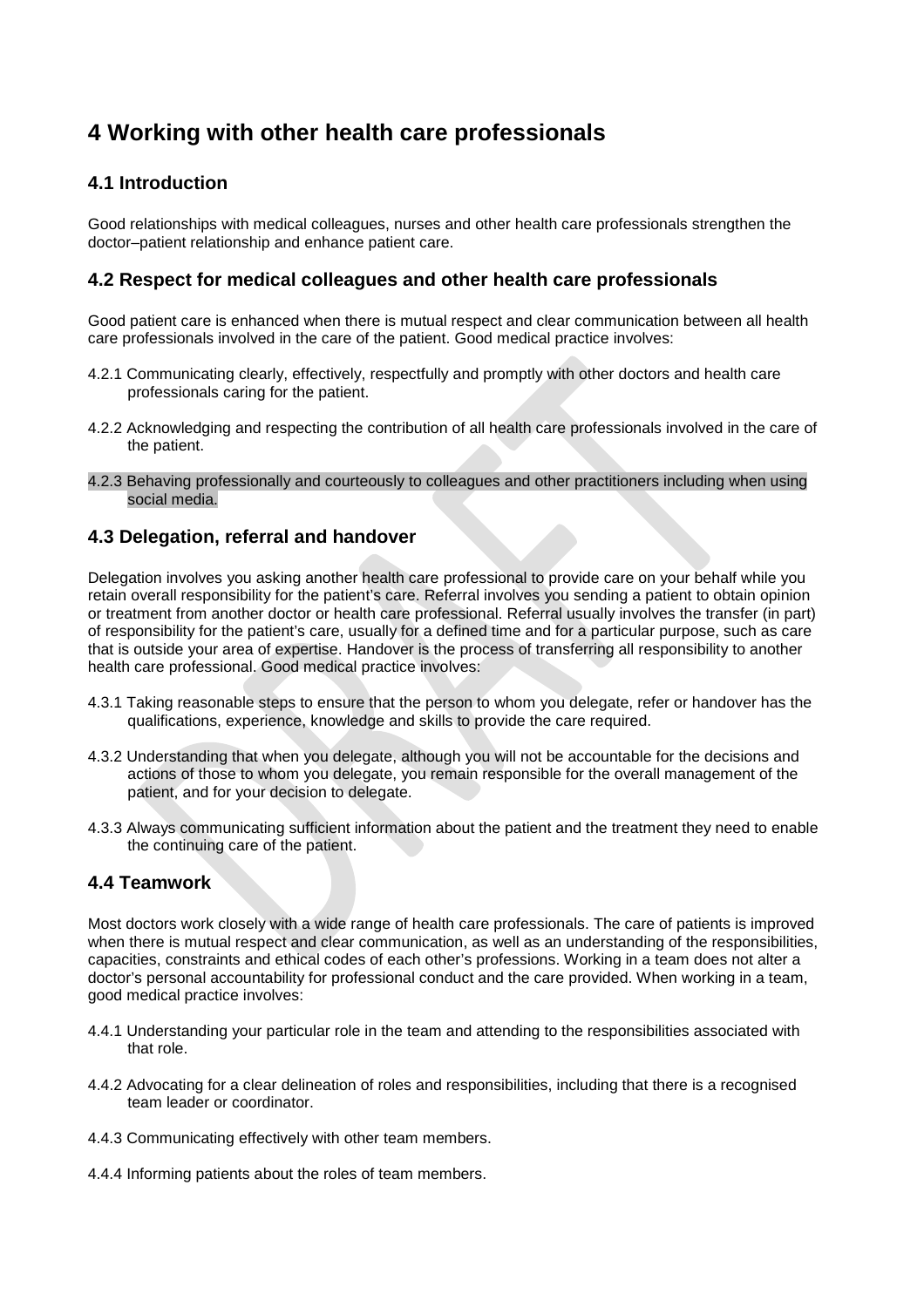# 4 Working with other health care professionals

## 4.1 Introduction

Good relationships with medical colleagues, nurses and other health care professionals strengthen the doctor–patient relationship and enhance patient care.

## 4.2 Respect for medical colleagues and other health care professionals

Good patient care is enhanced when there is mutual respect and clear communication between all health care professionals involved in the care of the patient. Good medical practice involves:

4.2.1 Communicating clearly, effectively, respectfully and promptly with other doctors and health care professionals caring for the patient.

4.2.2 Acknowledging and respecting the contribution of all health care professionals involved in the care of the patient.

4.2.3 Behaving professionally and courteously to colleagues and other practitioners including when using social media.

## 4.3 Delegation, referral and handover

Delegation involves you asking another health care professional to provide care on your behalf while you retain overall responsibility for the patient's care. Referral involves you sending a patient to obtain opinion or treatment from another doctor or health care professional. Referral usually involves the transfer (in part) of responsibility for the patient's care, usually for a defined time and for a particular purpose, such as care that is outside your area of expertise. Handover is the process of transferring all responsibility to another health care professional. Good medical practice involves:

4.3.1 Taking reasonable steps to ensure that the person to whom you delegate, refer or handover has the qualifications, experience, knowledge and skills to provide the care required.

4.3.2 Understanding that when you delegate, although you will not be accountable for the decisions and actions of those to whom you delegate, you remain responsible for the overall management of the patient, and for your decision to delegate.

4.3.3 Always communicating sufficient information about the patient and the treatment they need to enable the continuing care of the patient.

## 4.4 Teamwork

Most doctors work closely with a wide range of health care professionals. The care of patients is improved when there is mutual respect and clear communication, as well as an understanding of the responsibilities, capacities, constraints and ethical codes of each other's professions. Working in a team does not alter a doctor's personal accountability for professional conduct and the care provided. When working in a team, good medical practice involves:

4.4.1 Understanding your particular role in the team and attending to the responsibilities associated with that role.

4.4.2 Advocating for a clear delineation of roles and responsibilities, including that there is a recognised team leader or coordinator.

4.4.3 Communicating effectively with other team members.

4.4.4 Informing patients about the roles of team members.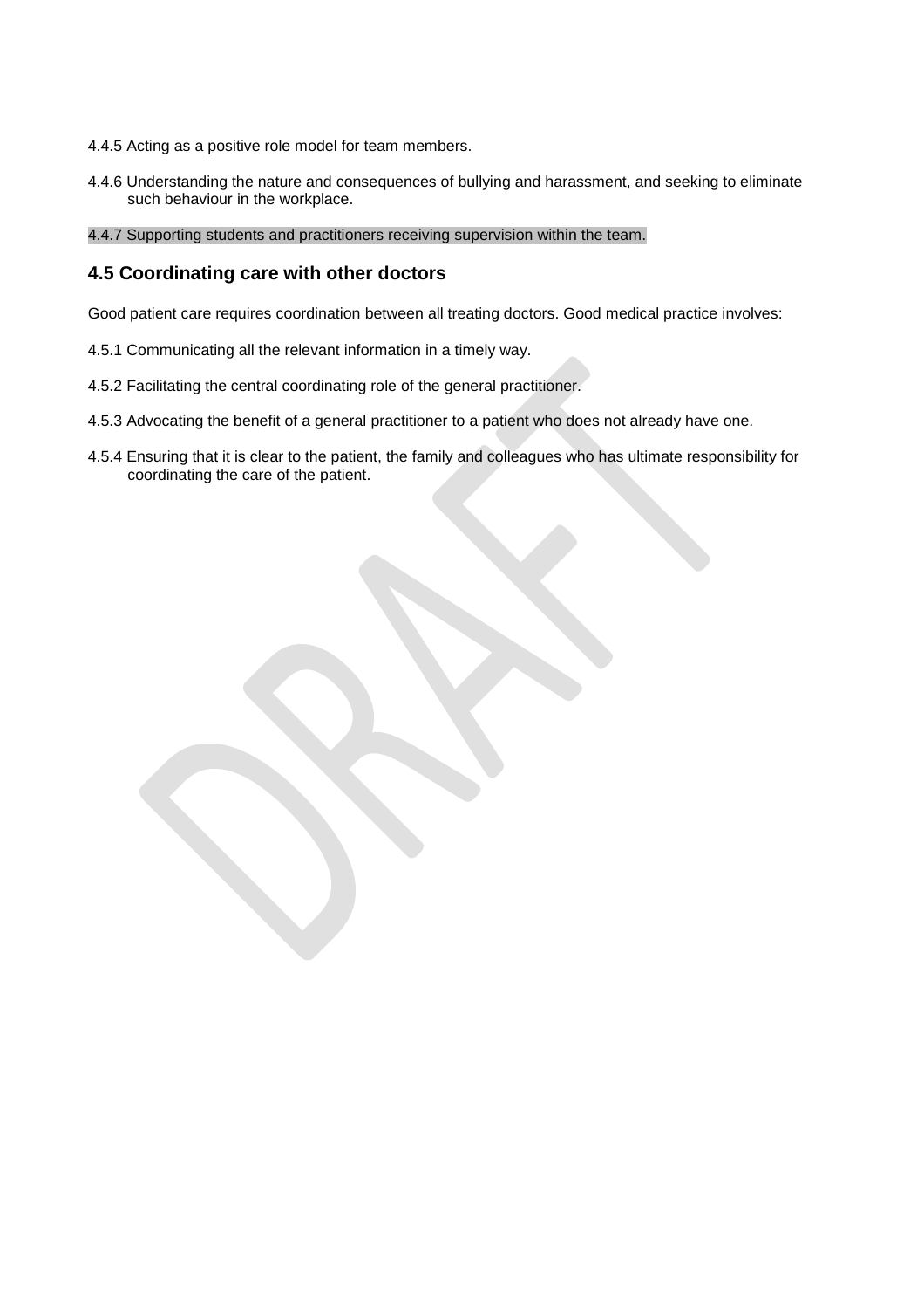4.4.5 Acting as a positive role model for team members.

4.4.6 Understanding the nature and consequences of bullying and harassment, and seeking to eliminate such behaviour in the workplace.

4.4.7 Supporting students and practitioners receiving supervision within the team.

### 4.5 Coordinating care with other doctors

Good patient care requires coordination between all treating doctors. Good medical practice involves:

4.5.1 Communicating all the relevant information in a timely way.

4.5.2 Facilitating the central coordinating role of the general practitioner.

4.5.3 Advocating the benefit of a general practitioner to a patient who does not already have one.

4.5.4 Ensuring that it is clear to the patient, the family and colleagues who has ultimate responsibility for coordinating the care of the patient.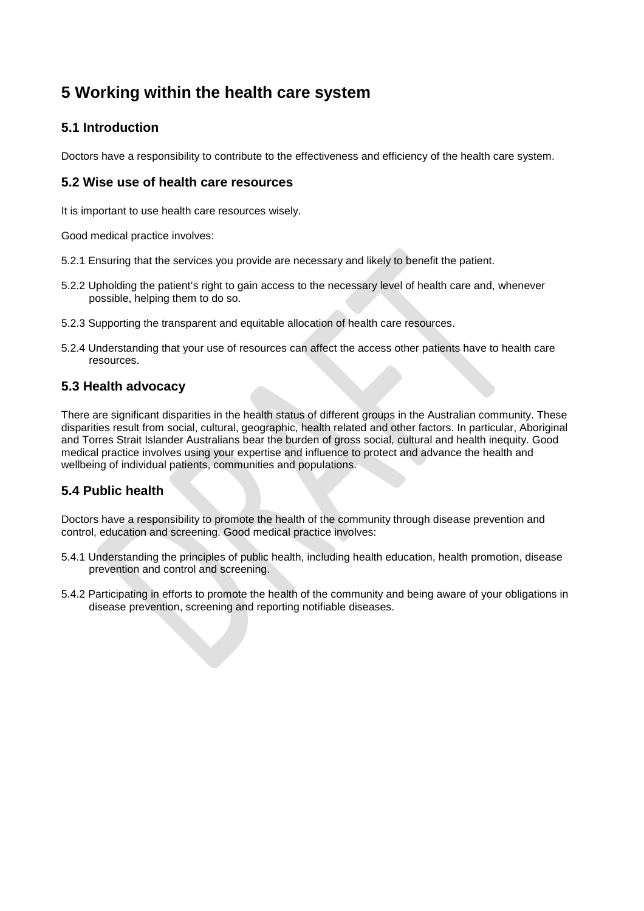# 5 Working within the health care system

## 5.1 Introduction

Doctors have a responsibility to contribute to the effectiveness and efficiency of the health care system.

## 5.2 Wise use of health care resources

It is important to use health care resources wisely.

Good medical practice involves:

5.2.1 Ensuring that the services you provide are necessary and likely to benefit the patient.

5.2.2 Upholding the patient's right to gain access to the necessary level of health care and, whenever possible, helping them to do so.

5.2.3 Supporting the transparent and equitable allocation of health care resources.

5.2.4 Understanding that your use of resources can affect the access other patients have to health care resources.

## 5.3 Health advocacy

There are significant disparities in the health status of different groups in the Australian community. These disparities result from social, cultural, geographic, health related and other factors. In particular, Aboriginal and Torres Strait Islander Australians bear the burden of gross social, cultural and health inequity. Good medical practice involves using your expertise and influence to protect and advance the health and wellbeing of individual patients, communities and populations.

## 5.4 Public health

Doctors have a responsibility to promote the health of the community through disease prevention and control, education and screening. Good medical practice involves:

5.4.1 Understanding the principles of public health, including health education, health promotion, disease prevention and control and screening.

5.4.2 Participating in efforts to promote the health of the community and being aware of your obligations in disease prevention, screening and reporting notifiable diseases.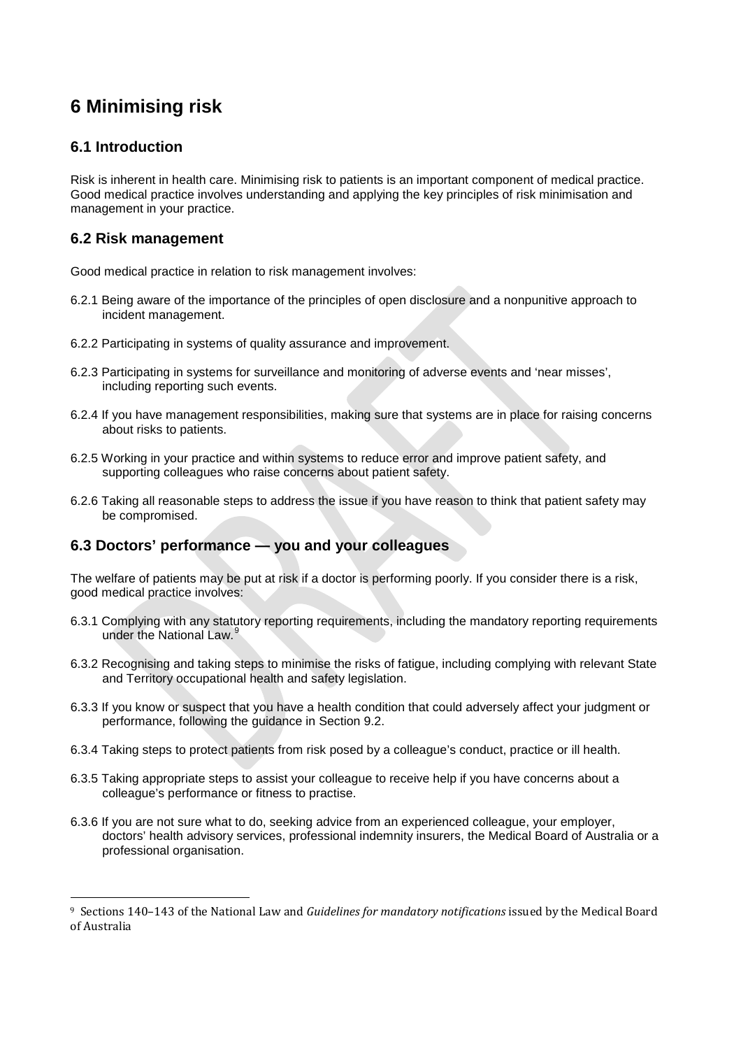# 6 Minimising risk

## 6.1 Introduction

Risk is inherent in health care. Minimising risk to patients is an important component of medical practice. Good medical practice involves understanding and applying the key principles of risk minimisation and management in your practice.

## 6.2 Risk management

Good medical practice in relation to risk management involves:

6.2.1 Being aware of the importance of the principles of open disclosure and a nonpunitive approach to incident management.

6.2.2 Participating in systems of quality assurance and improvement.

6.2.3 Participating in systems for surveillance and monitoring of adverse events and 'near misses', including reporting such events.

6.2.4 If you have management responsibilities, making sure that systems are in place for raising concerns about risks to patients.

6.2.5 Working in your practice and within systems to reduce error and improve patient safety, and supporting colleagues who raise concerns about patient safety.

6.2.6 Taking all reasonable steps to address the issue if you have reason to think that patient safety may be compromised.

## 6.3 Doctors' performance — you and your colleagues

The welfare of patients may be put at risk if a doctor is performing poorly. If you consider there is a risk, good medical practice involves:

6.3.1 Complying with any statutory reporting requirements, including the mandatory reporting requirements under the National Law.[9]

6.3.2 Recognising and taking steps to minimise the risks of fatigue, including complying with relevant State and Territory occupational health and safety legislation.

6.3.3 If you know or suspect that you have a health condition that could adversely affect your judgment or performance, following the guidance in Section 9.2.

6.3.4 Taking steps to protect patients from risk posed by a colleague's conduct, practice or ill health.

6.3.5 Taking appropriate steps to assist your colleague to receive help if you have concerns about a colleague's performance or fitness to practise.

6.3.6 If you are not sure what to do, seeking advice from an experienced colleague, your employer, doctors' health advisory services, professional indemnity insurers, the Medical Board of Australia or a professional organisation.

---

[9] Sections 140–143 of the National Law and *Guidelines for mandatory notifications* issued by the Medical Board of Australia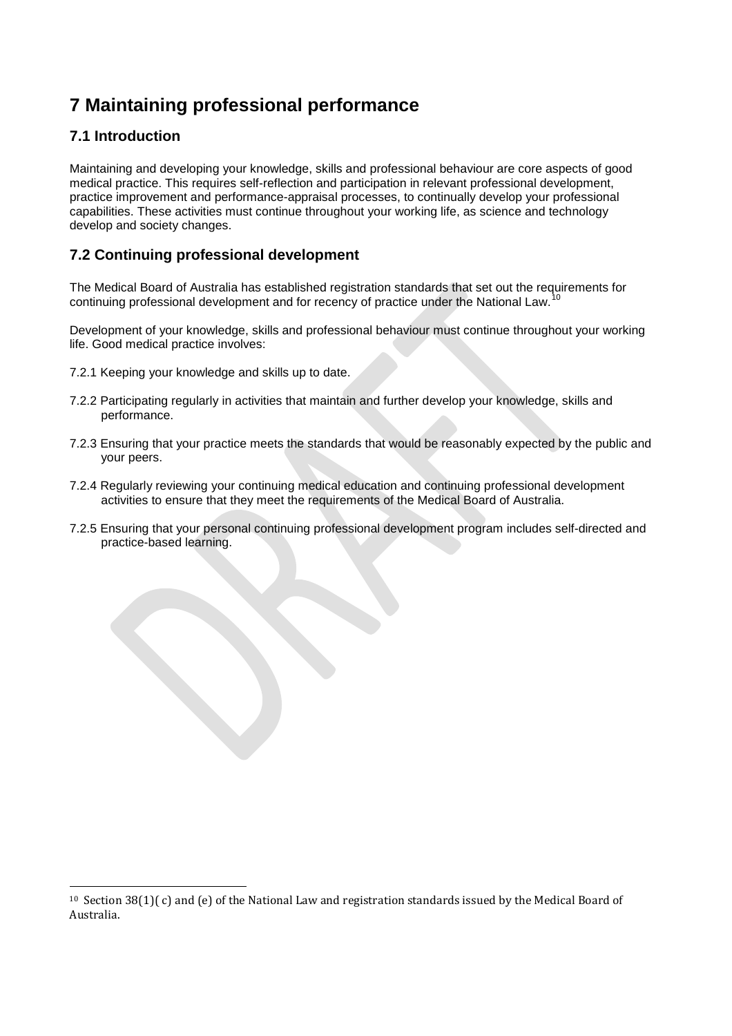# 7 Maintaining professional performance

## 7.1 Introduction

Maintaining and developing your knowledge, skills and professional behaviour are core aspects of good medical practice. This requires self-reflection and participation in relevant professional development, practice improvement and performance-appraisal processes, to continually develop your professional capabilities. These activities must continue throughout your working life, as science and technology develop and society changes.

## 7.2 Continuing professional development

The Medical Board of Australia has established registration standards that set out the requirements for continuing professional development and for recency of practice under the National Law.[10]

Development of your knowledge, skills and professional behaviour must continue throughout your working life. Good medical practice involves:

7.2.1 Keeping your knowledge and skills up to date.

7.2.2 Participating regularly in activities that maintain and further develop your knowledge, skills and performance.

7.2.3 Ensuring that your practice meets the standards that would be reasonably expected by the public and your peers.

7.2.4 Regularly reviewing your continuing medical education and continuing professional development activities to ensure that they meet the requirements of the Medical Board of Australia.

7.2.5 Ensuring that your personal continuing professional development program includes self-directed and practice-based learning.

---

[10] Section 38(1)( c) and (e) of the National Law and registration standards issued by the Medical Board of Australia.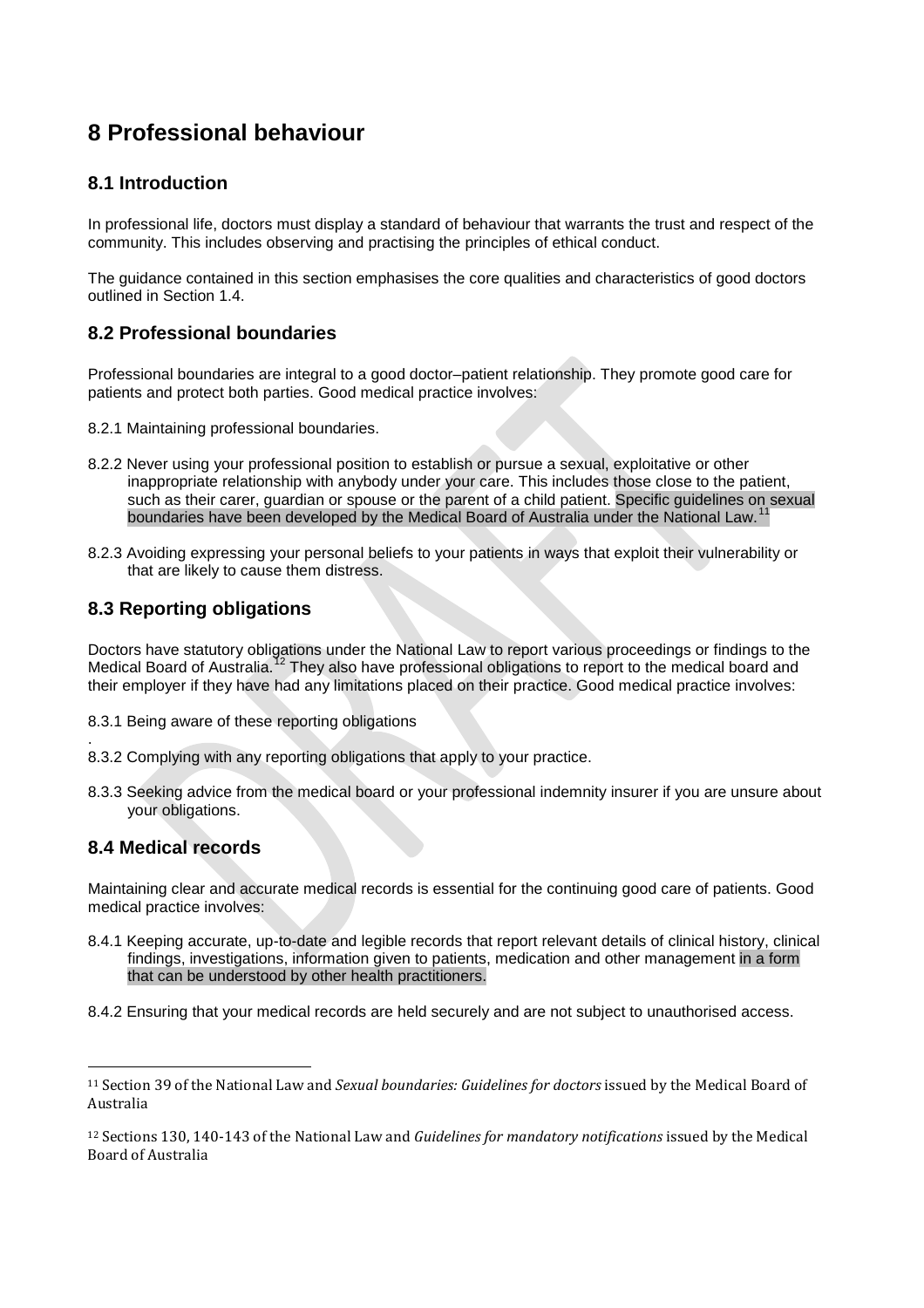# 8 Professional behaviour

## 8.1 Introduction

In professional life, doctors must display a standard of behaviour that warrants the trust and respect of the community. This includes observing and practising the principles of ethical conduct.

The guidance contained in this section emphasises the core qualities and characteristics of good doctors outlined in Section 1.4.

## 8.2 Professional boundaries

Professional boundaries are integral to a good doctor–patient relationship. They promote good care for patients and protect both parties. Good medical practice involves:

8.2.1 Maintaining professional boundaries.

8.2.2 Never using your professional position to establish or pursue a sexual, exploitative or other inappropriate relationship with anybody under your care. This includes those close to the patient, such as their carer, guardian or spouse or the parent of a child patient. Specific guidelines on sexual boundaries have been developed by the Medical Board of Australia under the National Law.[11]

8.2.3 Avoiding expressing your personal beliefs to your patients in ways that exploit their vulnerability or that are likely to cause them distress.

## 8.3 Reporting obligations

Doctors have statutory obligations under the National Law to report various proceedings or findings to the Medical Board of Australia.[12] They also have professional obligations to report to the medical board and their employer if they have had any limitations placed on their practice. Good medical practice involves:

8.3.1 Being aware of these reporting obligations
.
8.3.2 Complying with any reporting obligations that apply to your practice.

8.3.3 Seeking advice from the medical board or your professional indemnity insurer if you are unsure about your obligations.

## 8.4 Medical records

Maintaining clear and accurate medical records is essential for the continuing good care of patients. Good medical practice involves:

8.4.1 Keeping accurate, up-to-date and legible records that report relevant details of clinical history, clinical findings, investigations, information given to patients, medication and other management in a form that can be understood by other health practitioners.

8.4.2 Ensuring that your medical records are held securely and are not subject to unauthorised access.

---

[11] Section 39 of the National Law and *Sexual boundaries: Guidelines for doctors* issued by the Medical Board of Australia

[12] Sections 130, 140-143 of the National Law and *Guidelines for mandatory notifications* issued by the Medical Board of Australia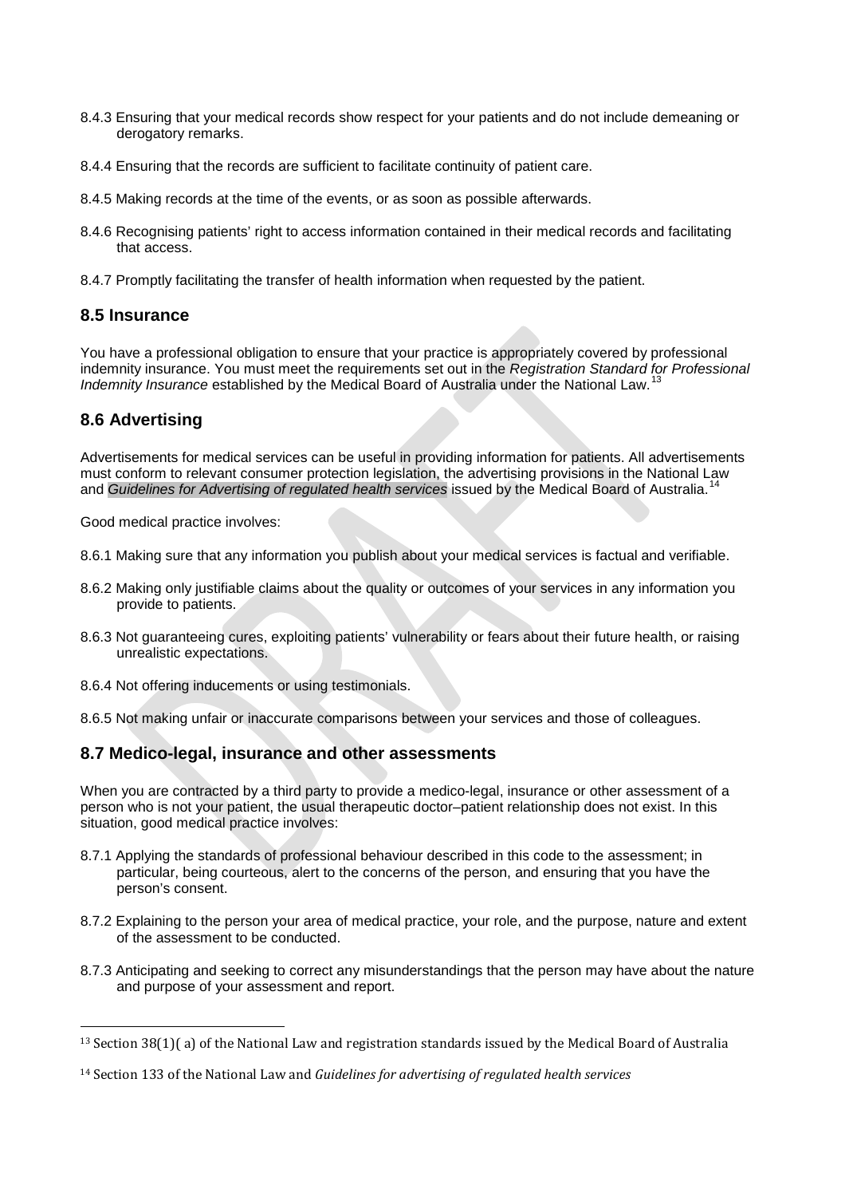8.4.3 Ensuring that your medical records show respect for your patients and do not include demeaning or derogatory remarks.

8.4.4 Ensuring that the records are sufficient to facilitate continuity of patient care.

8.4.5 Making records at the time of the events, or as soon as possible afterwards.

8.4.6 Recognising patients' right to access information contained in their medical records and facilitating that access.

8.4.7 Promptly facilitating the transfer of health information when requested by the patient.

## 8.5 Insurance

You have a professional obligation to ensure that your practice is appropriately covered by professional indemnity insurance. You must meet the requirements set out in the *Registration Standard for Professional Indemnity Insurance* established by the Medical Board of Australia under the National Law.[13]

## 8.6 Advertising

Advertisements for medical services can be useful in providing information for patients. All advertisements must conform to relevant consumer protection legislation, the advertising provisions in the National Law and *Guidelines for Advertising of regulated health services* issued by the Medical Board of Australia.[14]

Good medical practice involves:

8.6.1 Making sure that any information you publish about your medical services is factual and verifiable.

8.6.2 Making only justifiable claims about the quality or outcomes of your services in any information you provide to patients.

8.6.3 Not guaranteeing cures, exploiting patients' vulnerability or fears about their future health, or raising unrealistic expectations.

8.6.4 Not offering inducements or using testimonials.

8.6.5 Not making unfair or inaccurate comparisons between your services and those of colleagues.

## 8.7 Medico-legal, insurance and other assessments

When you are contracted by a third party to provide a medico-legal, insurance or other assessment of a person who is not your patient, the usual therapeutic doctor–patient relationship does not exist. In this situation, good medical practice involves:

8.7.1 Applying the standards of professional behaviour described in this code to the assessment; in particular, being courteous, alert to the concerns of the person, and ensuring that you have the person's consent.

8.7.2 Explaining to the person your area of medical practice, your role, and the purpose, nature and extent of the assessment to be conducted.

8.7.3 Anticipating and seeking to correct any misunderstandings that the person may have about the nature and purpose of your assessment and report.

---

[13] Section 38(1)( a) of the National Law and registration standards issued by the Medical Board of Australia

[14] Section 133 of the National Law and *Guidelines for advertising of regulated health services*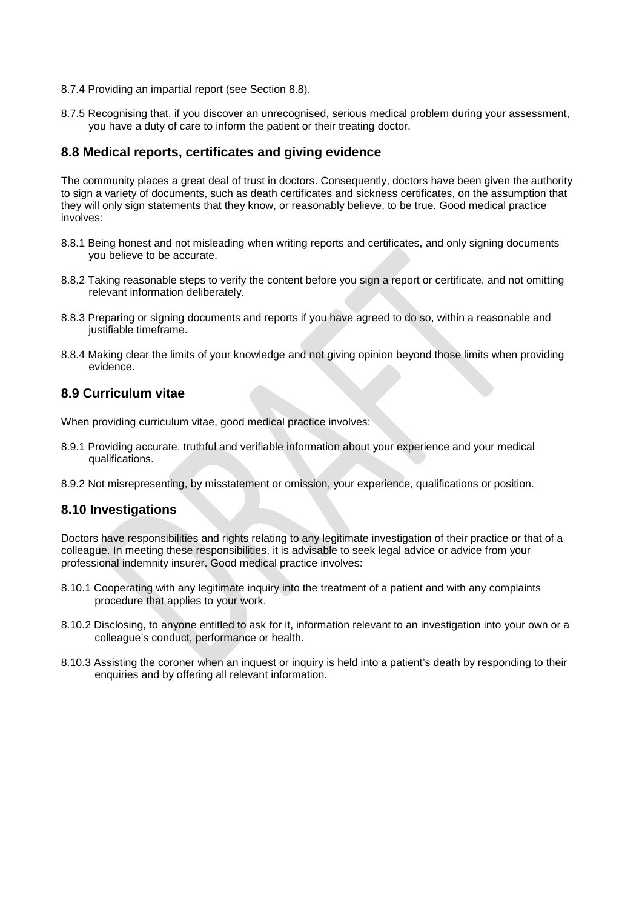8.7.4 Providing an impartial report (see Section 8.8).

8.7.5 Recognising that, if you discover an unrecognised, serious medical problem during your assessment, you have a duty of care to inform the patient or their treating doctor.

## 8.8 Medical reports, certificates and giving evidence

The community places a great deal of trust in doctors. Consequently, doctors have been given the authority to sign a variety of documents, such as death certificates and sickness certificates, on the assumption that they will only sign statements that they know, or reasonably believe, to be true. Good medical practice involves:

8.8.1 Being honest and not misleading when writing reports and certificates, and only signing documents you believe to be accurate.

8.8.2 Taking reasonable steps to verify the content before you sign a report or certificate, and not omitting relevant information deliberately.

8.8.3 Preparing or signing documents and reports if you have agreed to do so, within a reasonable and justifiable timeframe.

8.8.4 Making clear the limits of your knowledge and not giving opinion beyond those limits when providing evidence.

## 8.9 Curriculum vitae

When providing curriculum vitae, good medical practice involves:

8.9.1 Providing accurate, truthful and verifiable information about your experience and your medical qualifications.

8.9.2 Not misrepresenting, by misstatement or omission, your experience, qualifications or position.

## 8.10 Investigations

Doctors have responsibilities and rights relating to any legitimate investigation of their practice or that of a colleague. In meeting these responsibilities, it is advisable to seek legal advice or advice from your professional indemnity insurer. Good medical practice involves:

8.10.1 Cooperating with any legitimate inquiry into the treatment of a patient and with any complaints procedure that applies to your work.

8.10.2 Disclosing, to anyone entitled to ask for it, information relevant to an investigation into your own or a colleague's conduct, performance or health.

8.10.3 Assisting the coroner when an inquest or inquiry is held into a patient's death by responding to their enquiries and by offering all relevant information.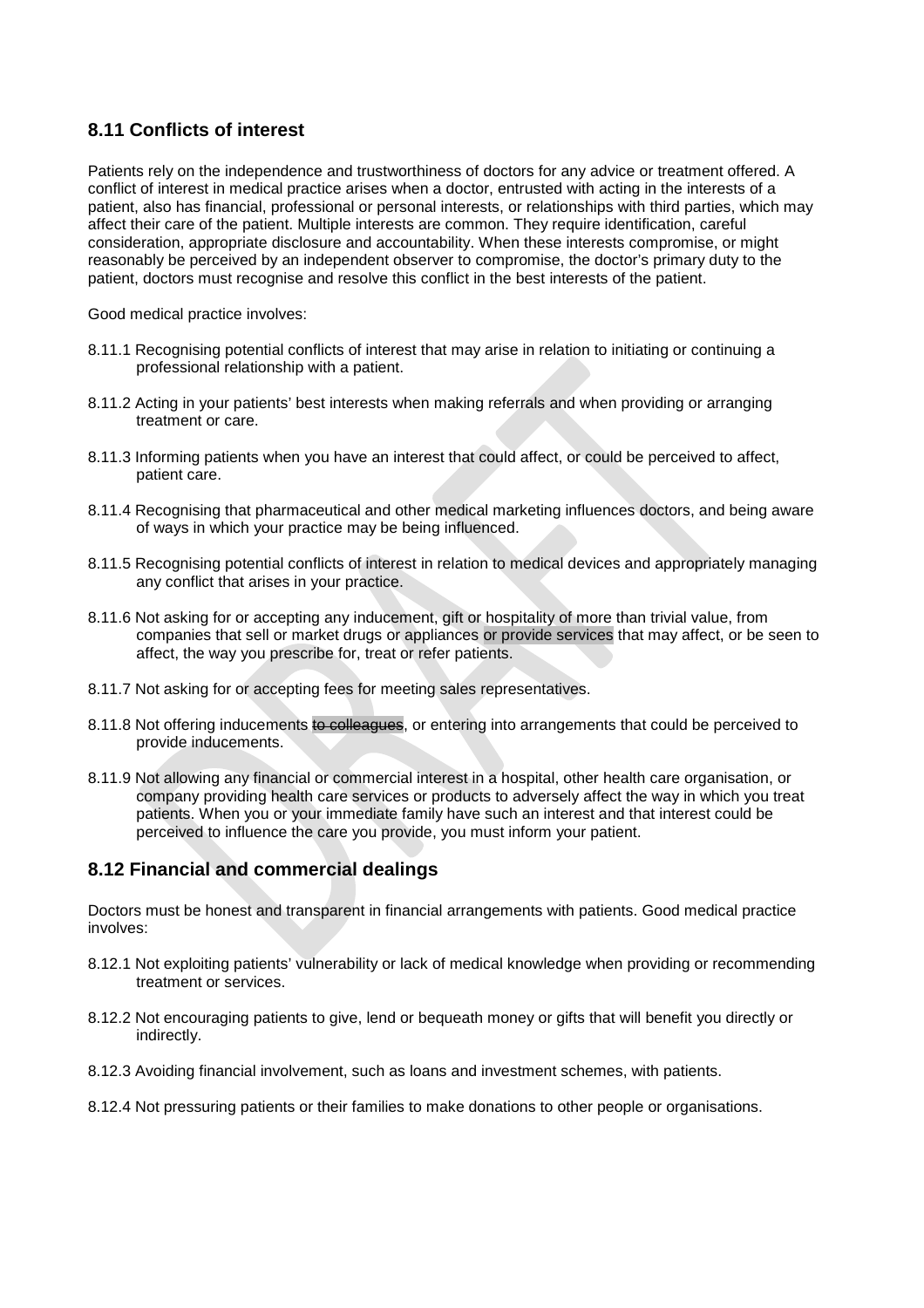## 8.11 Conflicts of interest

Patients rely on the independence and trustworthiness of doctors for any advice or treatment offered. A conflict of interest in medical practice arises when a doctor, entrusted with acting in the interests of a patient, also has financial, professional or personal interests, or relationships with third parties, which may affect their care of the patient. Multiple interests are common. They require identification, careful consideration, appropriate disclosure and accountability. When these interests compromise, or might reasonably be perceived by an independent observer to compromise, the doctor's primary duty to the patient, doctors must recognise and resolve this conflict in the best interests of the patient.

Good medical practice involves:

8.11.1 Recognising potential conflicts of interest that may arise in relation to initiating or continuing a professional relationship with a patient.

8.11.2 Acting in your patients' best interests when making referrals and when providing or arranging treatment or care.

8.11.3 Informing patients when you have an interest that could affect, or could be perceived to affect, patient care.

8.11.4 Recognising that pharmaceutical and other medical marketing influences doctors, and being aware of ways in which your practice may be being influenced.

8.11.5 Recognising potential conflicts of interest in relation to medical devices and appropriately managing any conflict that arises in your practice.

8.11.6 Not asking for or accepting any inducement, gift or hospitality of more than trivial value, from companies that sell or market drugs or appliances or provide services that may affect, or be seen to affect, the way you prescribe for, treat or refer patients.

8.11.7 Not asking for or accepting fees for meeting sales representatives.

8.11.8 Not offering inducements ~~to colleagues~~, or entering into arrangements that could be perceived to provide inducements.

8.11.9 Not allowing any financial or commercial interest in a hospital, other health care organisation, or company providing health care services or products to adversely affect the way in which you treat patients. When you or your immediate family have such an interest and that interest could be perceived to influence the care you provide, you must inform your patient.

## 8.12 Financial and commercial dealings

Doctors must be honest and transparent in financial arrangements with patients. Good medical practice involves:

8.12.1 Not exploiting patients' vulnerability or lack of medical knowledge when providing or recommending treatment or services.

8.12.2 Not encouraging patients to give, lend or bequeath money or gifts that will benefit you directly or indirectly.

8.12.3 Avoiding financial involvement, such as loans and investment schemes, with patients.

8.12.4 Not pressuring patients or their families to make donations to other people or organisations.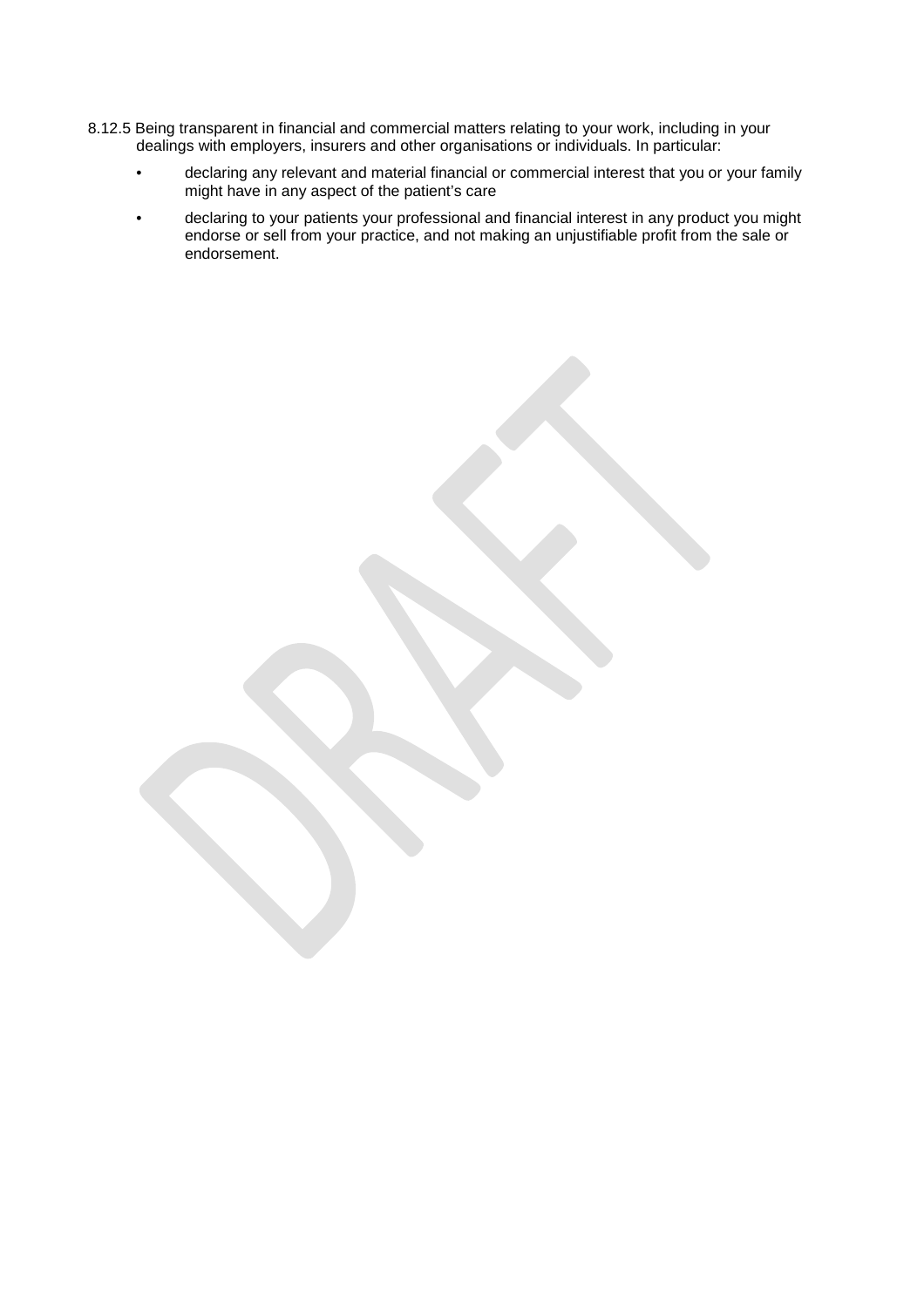8.12.5 Being transparent in financial and commercial matters relating to your work, including in your dealings with employers, insurers and other organisations or individuals. In particular:

- declaring any relevant and material financial or commercial interest that you or your family might have in any aspect of the patient's care
- declaring to your patients your professional and financial interest in any product you might endorse or sell from your practice, and not making an unjustifiable profit from the sale or endorsement.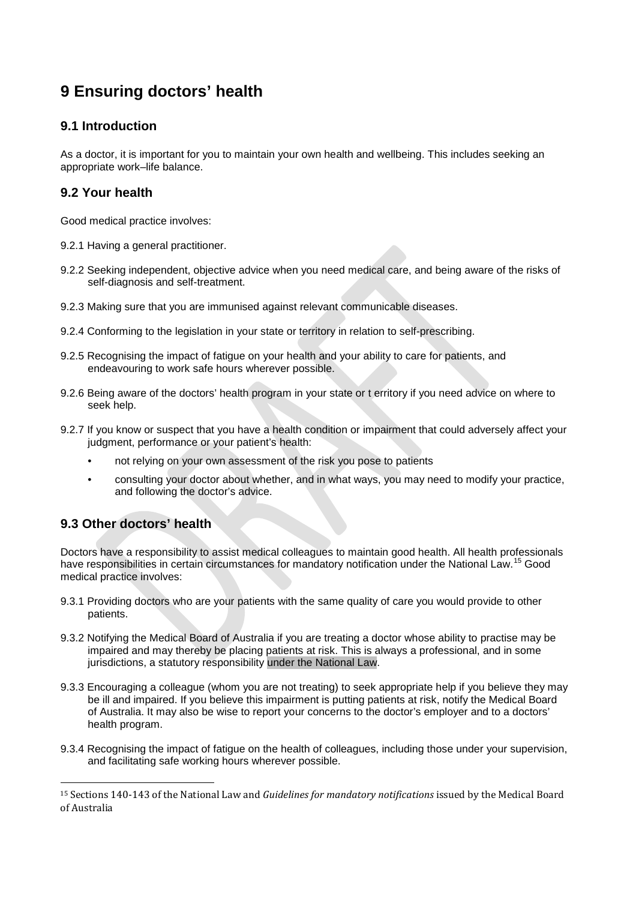# 9 Ensuring doctors' health

## 9.1 Introduction

As a doctor, it is important for you to maintain your own health and wellbeing. This includes seeking an appropriate work–life balance.

## 9.2 Your health

Good medical practice involves:

9.2.1 Having a general practitioner.

9.2.2 Seeking independent, objective advice when you need medical care, and being aware of the risks of self-diagnosis and self-treatment.

9.2.3 Making sure that you are immunised against relevant communicable diseases.

9.2.4 Conforming to the legislation in your state or territory in relation to self-prescribing.

9.2.5 Recognising the impact of fatigue on your health and your ability to care for patients, and endeavouring to work safe hours wherever possible.

9.2.6 Being aware of the doctors' health program in your state or t erritory if you need advice on where to seek help.

9.2.7 If you know or suspect that you have a health condition or impairment that could adversely affect your judgment, performance or your patient's health:

- not relying on your own assessment of the risk you pose to patients
- consulting your doctor about whether, and in what ways, you may need to modify your practice, and following the doctor's advice.

## 9.3 Other doctors' health

Doctors have a responsibility to assist medical colleagues to maintain good health. All health professionals have responsibilities in certain circumstances for mandatory notification under the National Law.[15] Good medical practice involves:

9.3.1 Providing doctors who are your patients with the same quality of care you would provide to other patients.

9.3.2 Notifying the Medical Board of Australia if you are treating a doctor whose ability to practise may be impaired and may thereby be placing patients at risk. This is always a professional, and in some jurisdictions, a statutory responsibility under the National Law.

9.3.3 Encouraging a colleague (whom you are not treating) to seek appropriate help if you believe they may be ill and impaired. If you believe this impairment is putting patients at risk, notify the Medical Board of Australia. It may also be wise to report your concerns to the doctor's employer and to a doctors' health program.

9.3.4 Recognising the impact of fatigue on the health of colleagues, including those under your supervision, and facilitating safe working hours wherever possible.

---

[15] Sections 140-143 of the National Law and *Guidelines for mandatory notifications* issued by the Medical Board of Australia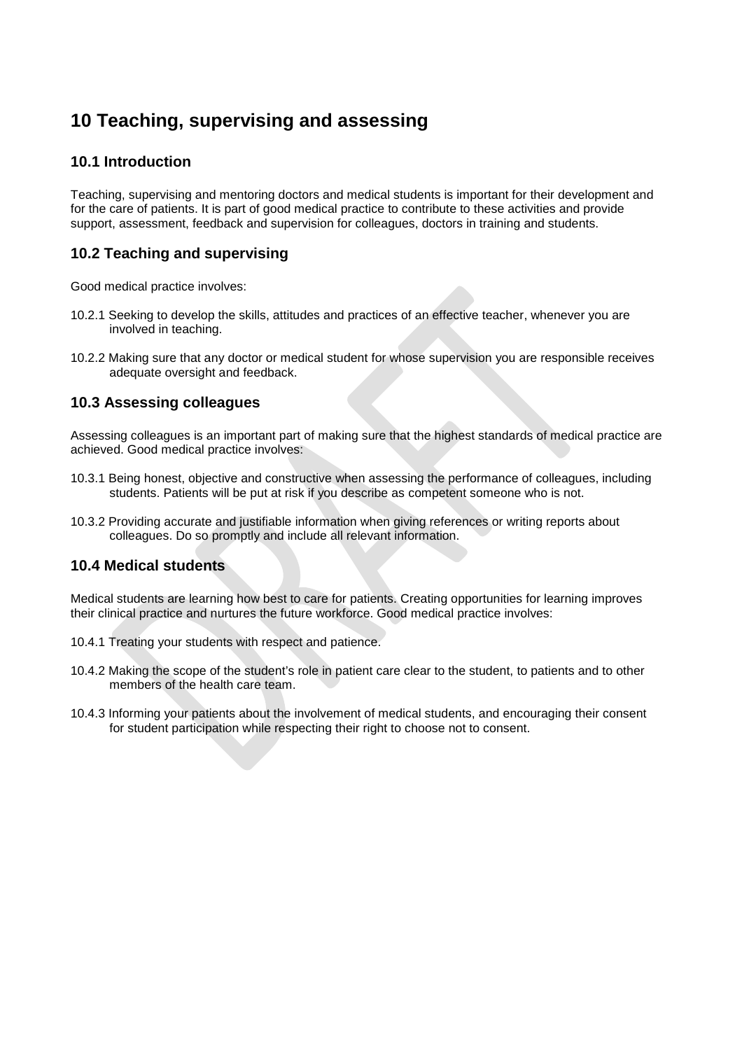# 10 Teaching, supervising and assessing

## 10.1 Introduction

Teaching, supervising and mentoring doctors and medical students is important for their development and for the care of patients. It is part of good medical practice to contribute to these activities and provide support, assessment, feedback and supervision for colleagues, doctors in training and students.

## 10.2 Teaching and supervising

Good medical practice involves:

10.2.1 Seeking to develop the skills, attitudes and practices of an effective teacher, whenever you are involved in teaching.

10.2.2 Making sure that any doctor or medical student for whose supervision you are responsible receives adequate oversight and feedback.

## 10.3 Assessing colleagues

Assessing colleagues is an important part of making sure that the highest standards of medical practice are achieved. Good medical practice involves:

10.3.1 Being honest, objective and constructive when assessing the performance of colleagues, including students. Patients will be put at risk if you describe as competent someone who is not.

10.3.2 Providing accurate and justifiable information when giving references or writing reports about colleagues. Do so promptly and include all relevant information.

## 10.4 Medical students

Medical students are learning how best to care for patients. Creating opportunities for learning improves their clinical practice and nurtures the future workforce. Good medical practice involves:

10.4.1 Treating your students with respect and patience.

10.4.2 Making the scope of the student's role in patient care clear to the student, to patients and to other members of the health care team.

10.4.3 Informing your patients about the involvement of medical students, and encouraging their consent for student participation while respecting their right to choose not to consent.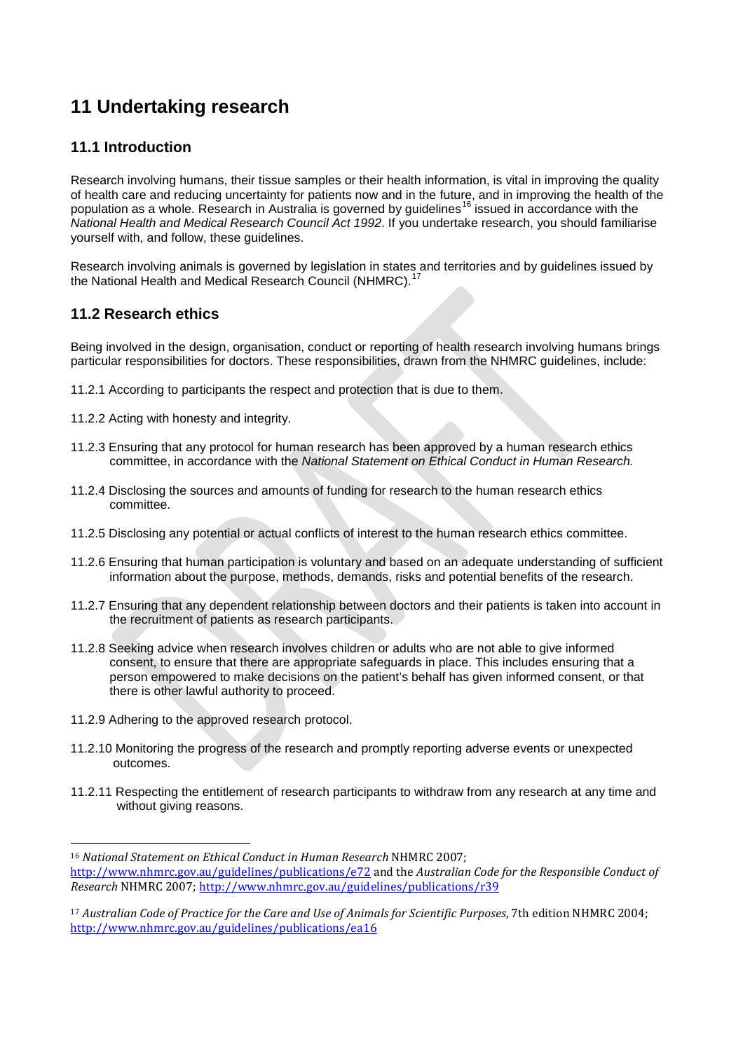# 11 Undertaking research

## 11.1 Introduction

Research involving humans, their tissue samples or their health information, is vital in improving the quality of health care and reducing uncertainty for patients now and in the future, and in improving the health of the population as a whole. Research in Australia is governed by guidelines[16] issued in accordance with the *National Health and Medical Research Council Act 1992*. If you undertake research, you should familiarise yourself with, and follow, these guidelines.

Research involving animals is governed by legislation in states and territories and by guidelines issued by the National Health and Medical Research Council (NHMRC).[17]

## 11.2 Research ethics

Being involved in the design, organisation, conduct or reporting of health research involving humans brings particular responsibilities for doctors. These responsibilities, drawn from the NHMRC guidelines, include:

11.2.1 According to participants the respect and protection that is due to them.

11.2.2 Acting with honesty and integrity.

11.2.3 Ensuring that any protocol for human research has been approved by a human research ethics committee, in accordance with the *National Statement on Ethical Conduct in Human Research.*

11.2.4 Disclosing the sources and amounts of funding for research to the human research ethics committee.

11.2.5 Disclosing any potential or actual conflicts of interest to the human research ethics committee.

11.2.6 Ensuring that human participation is voluntary and based on an adequate understanding of sufficient information about the purpose, methods, demands, risks and potential benefits of the research.

11.2.7 Ensuring that any dependent relationship between doctors and their patients is taken into account in the recruitment of patients as research participants.

11.2.8 Seeking advice when research involves children or adults who are not able to give informed consent, to ensure that there are appropriate safeguards in place. This includes ensuring that a person empowered to make decisions on the patient's behalf has given informed consent, or that there is other lawful authority to proceed.

11.2.9 Adhering to the approved research protocol.

11.2.10 Monitoring the progress of the research and promptly reporting adverse events or unexpected outcomes.

11.2.11 Respecting the entitlement of research participants to withdraw from any research at any time and without giving reasons.

---

[16] *National Statement on Ethical Conduct in Human Research* NHMRC 2007; http://www.nhmrc.gov.au/guidelines/publications/e72 and the *Australian Code for the Responsible Conduct of Research* NHMRC 2007; http://www.nhmrc.gov.au/guidelines/publications/r39

[17] *Australian Code of Practice for the Care and Use of Animals for Scientific Purposes*, 7th edition NHMRC 2004; http://www.nhmrc.gov.au/guidelines/publications/ea16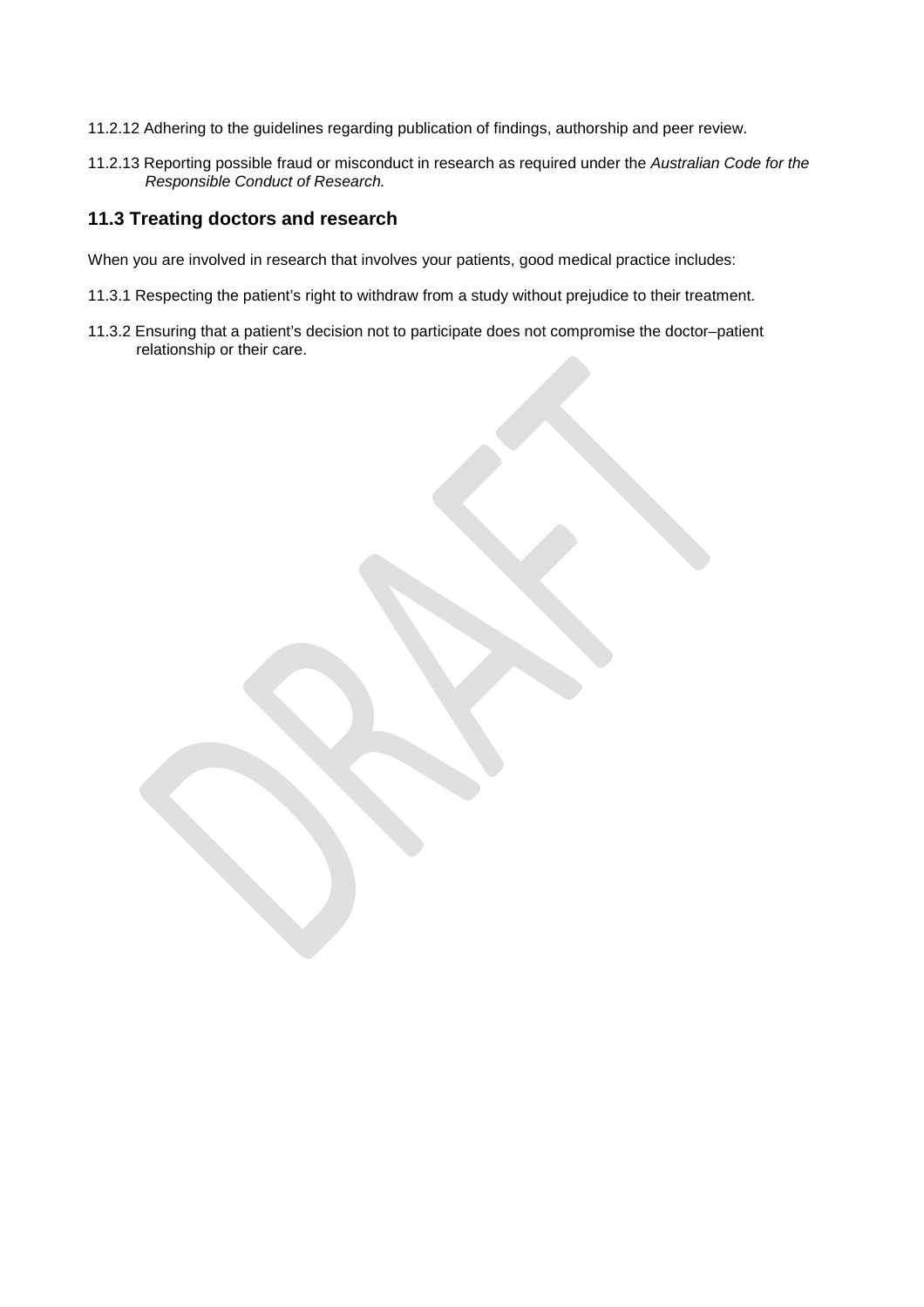11.2.12 Adhering to the guidelines regarding publication of findings, authorship and peer review.

11.2.13 Reporting possible fraud or misconduct in research as required under the *Australian Code for the Responsible Conduct of Research.*

## 11.3 Treating doctors and research

When you are involved in research that involves your patients, good medical practice includes:

11.3.1 Respecting the patient's right to withdraw from a study without prejudice to their treatment.

11.3.2 Ensuring that a patient's decision not to participate does not compromise the doctor–patient relationship or their care.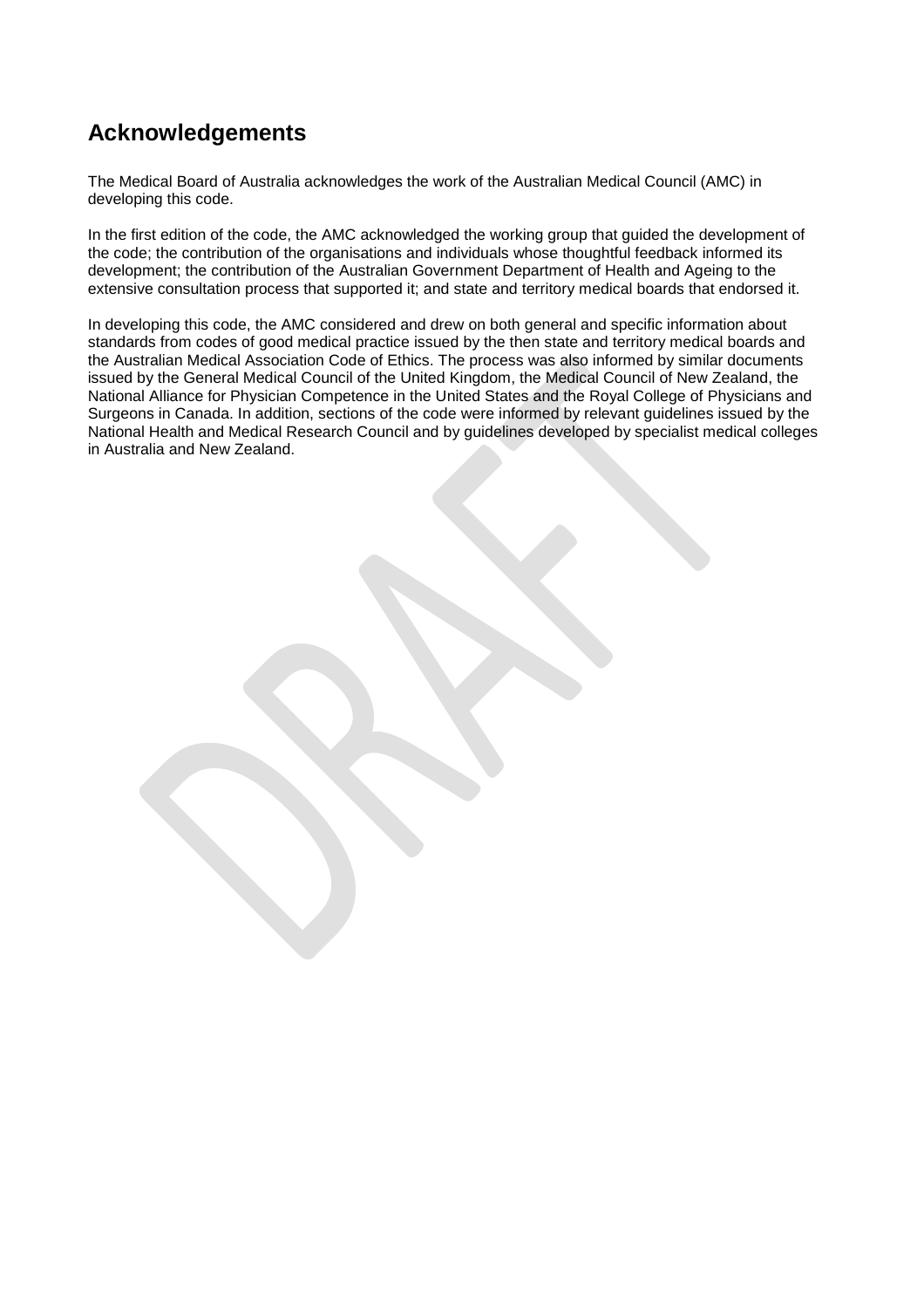## Acknowledgements

The Medical Board of Australia acknowledges the work of the Australian Medical Council (AMC) in developing this code.

In the first edition of the code, the AMC acknowledged the working group that guided the development of the code; the contribution of the organisations and individuals whose thoughtful feedback informed its development; the contribution of the Australian Government Department of Health and Ageing to the extensive consultation process that supported it; and state and territory medical boards that endorsed it.

In developing this code, the AMC considered and drew on both general and specific information about standards from codes of good medical practice issued by the then state and territory medical boards and the Australian Medical Association Code of Ethics. The process was also informed by similar documents issued by the General Medical Council of the United Kingdom, the Medical Council of New Zealand, the National Alliance for Physician Competence in the United States and the Royal College of Physicians and Surgeons in Canada. In addition, sections of the code were informed by relevant guidelines issued by the National Health and Medical Research Council and by guidelines developed by specialist medical colleges in Australia and New Zealand.